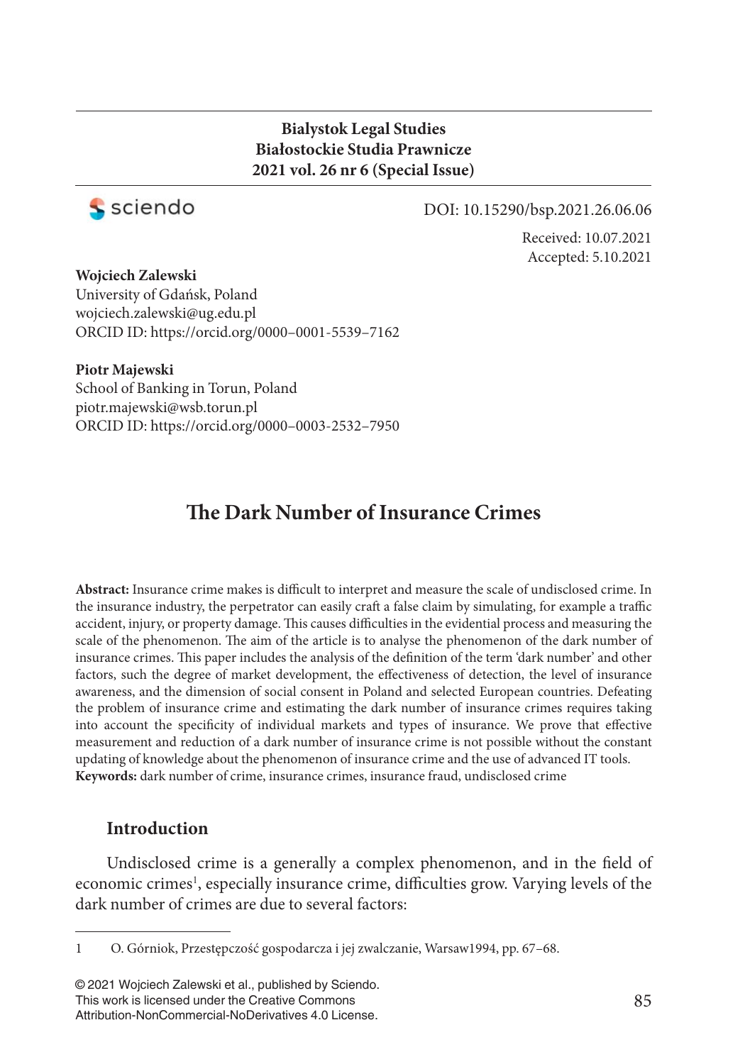**Bialystok Legal Studies**
**Białostockie Studia Prawnicze**
**2021 vol. 26 nr 6 (Special Issue)**

sciendo

DOI: 10.15290/bsp.2021.26.06.06

Received: 10.07.2021
Accepted: 5.10.2021

**Wojciech Zalewski**
University of Gdańsk, Poland
wojciech.zalewski@ug.edu.pl
ORCID ID: https://orcid.org/0000–0001-5539–7162

**Piotr Majewski**
School of Banking in Torun, Poland
piotr.majewski@wsb.torun.pl
ORCID ID: https://orcid.org/0000–0003-2532–7950

# The Dark Number of Insurance Crimes

**Abstract:** Insurance crime makes is difficult to interpret and measure the scale of undisclosed crime. In the insurance industry, the perpetrator can easily craft a false claim by simulating, for example a traffic accident, injury, or property damage. This causes difficulties in the evidential process and measuring the scale of the phenomenon. The aim of the article is to analyse the phenomenon of the dark number of insurance crimes. This paper includes the analysis of the definition of the term 'dark number' and other factors, such the degree of market development, the effectiveness of detection, the level of insurance awareness, and the dimension of social consent in Poland and selected European countries. Defeating the problem of insurance crime and estimating the dark number of insurance crimes requires taking into account the specificity of individual markets and types of insurance. We prove that effective measurement and reduction of a dark number of insurance crime is not possible without the constant updating of knowledge about the phenomenon of insurance crime and the use of advanced IT tools.
**Keywords:** dark number of crime, insurance crimes, insurance fraud, undisclosed crime

## Introduction

Undisclosed crime is a generally a complex phenomenon, and in the field of economic crimes[1], especially insurance crime, difficulties grow. Varying levels of the dark number of crimes are due to several factors:

---

1 O. Górniok, Przestępczość gospodarcza i jej zwalczanie, Warsaw1994, pp. 67–68.

© 2021 Wojciech Zalewski et al., published by Sciendo.
This work is licensed under the Creative Commons Attribution-NonCommercial-NoDerivatives 4.0 License.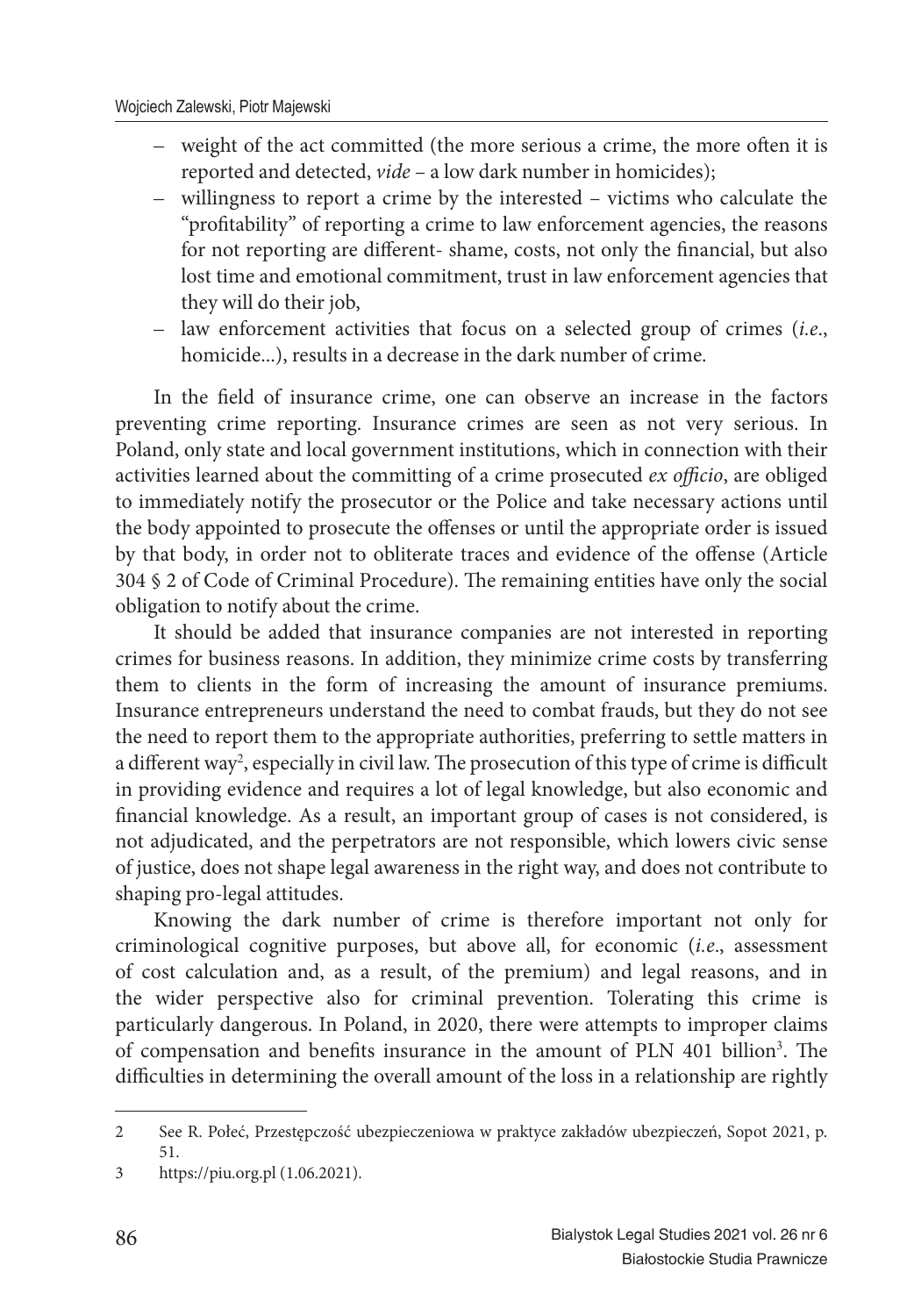- weight of the act committed (the more serious a crime, the more often it is reported and detected, *vide* – a low dark number in homicides);
- willingness to report a crime by the interested – victims who calculate the "profitability" of reporting a crime to law enforcement agencies, the reasons for not reporting are different- shame, costs, not only the financial, but also lost time and emotional commitment, trust in law enforcement agencies that they will do their job,
- law enforcement activities that focus on a selected group of crimes (*i.e*., homicide...), results in a decrease in the dark number of crime.

In the field of insurance crime, one can observe an increase in the factors preventing crime reporting. Insurance crimes are seen as not very serious. In Poland, only state and local government institutions, which in connection with their activities learned about the committing of a crime prosecuted *ex officio*, are obliged to immediately notify the prosecutor or the Police and take necessary actions until the body appointed to prosecute the offenses or until the appropriate order is issued by that body, in order not to obliterate traces and evidence of the offense (Article 304 § 2 of Code of Criminal Procedure). The remaining entities have only the social obligation to notify about the crime.

It should be added that insurance companies are not interested in reporting crimes for business reasons. In addition, they minimize crime costs by transferring them to clients in the form of increasing the amount of insurance premiums. Insurance entrepreneurs understand the need to combat frauds, but they do not see the need to report them to the appropriate authorities, preferring to settle matters in a different way[2], especially in civil law. The prosecution of this type of crime is difficult in providing evidence and requires a lot of legal knowledge, but also economic and financial knowledge. As a result, an important group of cases is not considered, is not adjudicated, and the perpetrators are not responsible, which lowers civic sense of justice, does not shape legal awareness in the right way, and does not contribute to shaping pro-legal attitudes.

Knowing the dark number of crime is therefore important not only for criminological cognitive purposes, but above all, for economic (*i.e*., assessment of cost calculation and, as a result, of the premium) and legal reasons, and in the wider perspective also for criminal prevention. Tolerating this crime is particularly dangerous. In Poland, in 2020, there were attempts to improper claims of compensation and benefits insurance in the amount of PLN 401 billion[3]. The difficulties in determining the overall amount of the loss in a relationship are rightly

---

2 See R. Połeć, Przestępczość ubezpieczeniowa w praktyce zakładów ubezpieczeń, Sopot 2021, p. 51.

3 https://piu.org.pl (1.06.2021).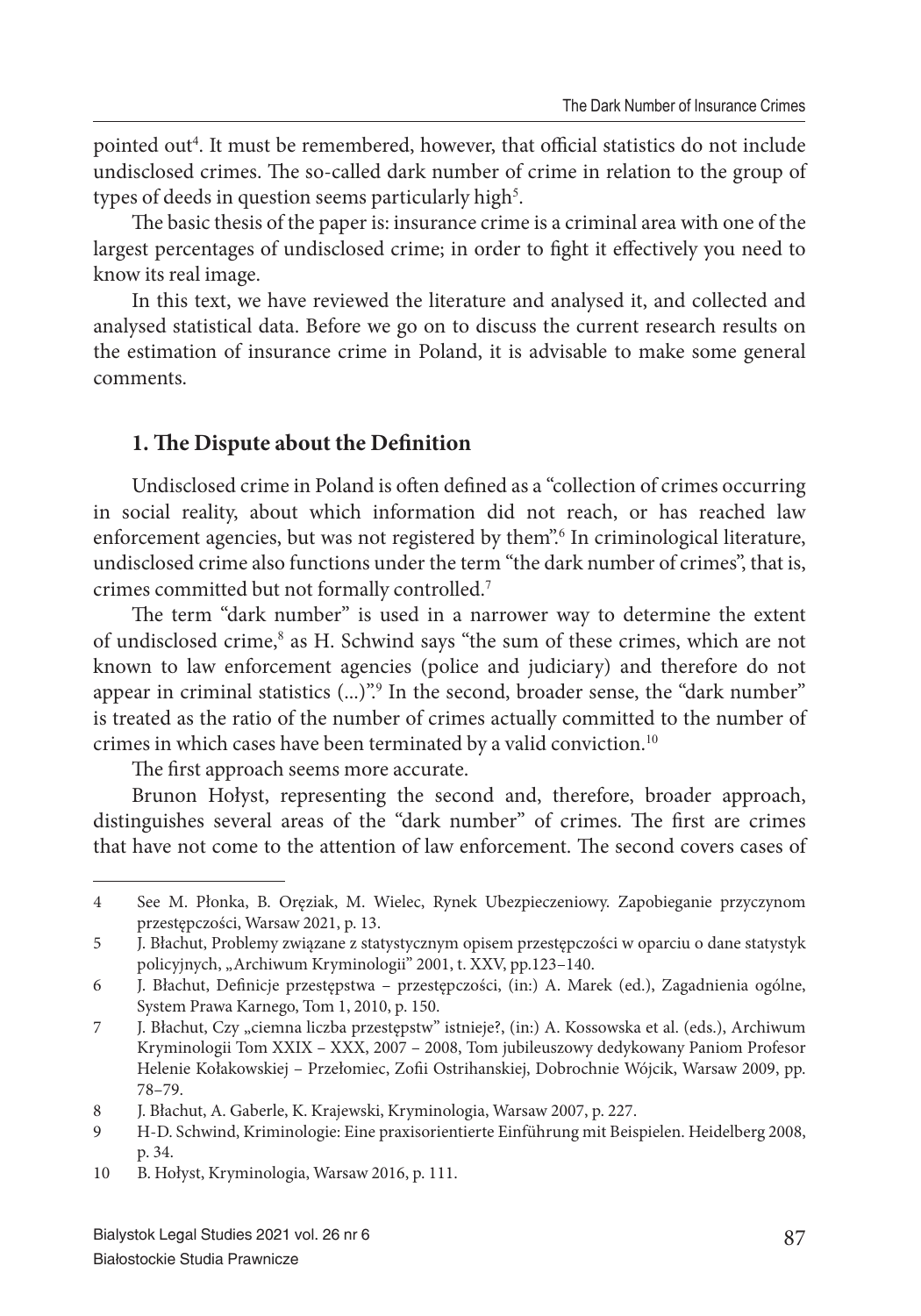pointed out[4]. It must be remembered, however, that official statistics do not include undisclosed crimes. The so-called dark number of crime in relation to the group of types of deeds in question seems particularly high[5].

The basic thesis of the paper is: insurance crime is a criminal area with one of the largest percentages of undisclosed crime; in order to fight it effectively you need to know its real image.

In this text, we have reviewed the literature and analysed it, and collected and analysed statistical data. Before we go on to discuss the current research results on the estimation of insurance crime in Poland, it is advisable to make some general comments.

## 1. The Dispute about the Definition

Undisclosed crime in Poland is often defined as a "collection of crimes occurring in social reality, about which information did not reach, or has reached law enforcement agencies, but was not registered by them".[6] In criminological literature, undisclosed crime also functions under the term "the dark number of crimes", that is, crimes committed but not formally controlled.[7]

The term "dark number" is used in a narrower way to determine the extent of undisclosed crime,[8] as H. Schwind says "the sum of these crimes, which are not known to law enforcement agencies (police and judiciary) and therefore do not appear in criminal statistics (...)".[9] In the second, broader sense, the "dark number" is treated as the ratio of the number of crimes actually committed to the number of crimes in which cases have been terminated by a valid conviction.[10]

The first approach seems more accurate.

Brunon Hołyst, representing the second and, therefore, broader approach, distinguishes several areas of the "dark number" of crimes. The first are crimes that have not come to the attention of law enforcement. The second covers cases of

---

4 See M. Płonka, B. Oręziak, M. Wielec, Rynek Ubezpieczeniowy. Zapobieganie przyczynom przestępczości, Warsaw 2021, p. 13.

5 J. Błachut, Problemy związane z statystycznym opisem przestępczości w oparciu o dane statystyk policyjnych, „Archiwum Kryminologii" 2001, t. XXV, pp.123–140.

6 J. Błachut, Definicje przestępstwa – przestępczości, (in:) A. Marek (ed.), Zagadnienia ogólne, System Prawa Karnego, Tom 1, 2010, p. 150.

7 J. Błachut, Czy „ciemna liczba przestępstw" istnieje?, (in:) A. Kossowska et al. (eds.), Archiwum Kryminologii Tom XXIX – XXX, 2007 – 2008, Tom jubileuszowy dedykowany Paniom Profesor Helenie Kołakowskiej – Przełomiec, Zofii Ostrihanskiej, Dobrochnie Wójcik, Warsaw 2009, pp. 78–79.

8 J. Błachut, A. Gaberle, K. Krajewski, Kryminologia, Warsaw 2007, p. 227.

9 H-D. Schwind, Kriminologie: Eine praxisorientierte Einführung mit Beispielen. Heidelberg 2008, p. 34.

10 B. Hołyst, Kryminologia, Warsaw 2016, p. 111.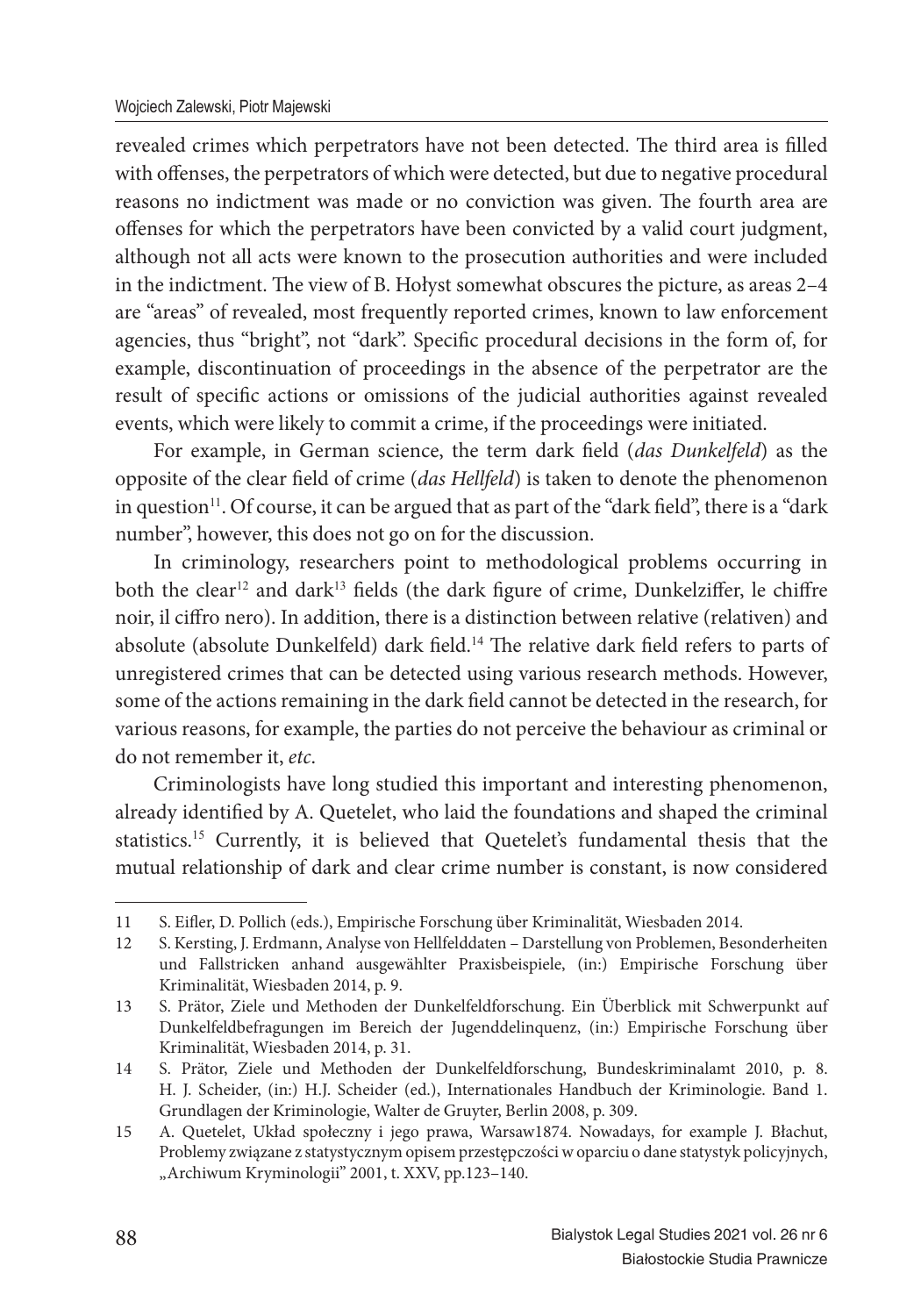revealed crimes which perpetrators have not been detected. The third area is filled with offenses, the perpetrators of which were detected, but due to negative procedural reasons no indictment was made or no conviction was given. The fourth area are offenses for which the perpetrators have been convicted by a valid court judgment, although not all acts were known to the prosecution authorities and were included in the indictment. The view of B. Hołyst somewhat obscures the picture, as areas 2–4 are "areas" of revealed, most frequently reported crimes, known to law enforcement agencies, thus "bright", not "dark". Specific procedural decisions in the form of, for example, discontinuation of proceedings in the absence of the perpetrator are the result of specific actions or omissions of the judicial authorities against revealed events, which were likely to commit a crime, if the proceedings were initiated.

For example, in German science, the term dark field (*das Dunkelfeld*) as the opposite of the clear field of crime (*das Hellfeld*) is taken to denote the phenomenon in question[11]. Of course, it can be argued that as part of the "dark field", there is a "dark number", however, this does not go on for the discussion.

In criminology, researchers point to methodological problems occurring in both the clear[12] and dark[13] fields (the dark figure of crime, Dunkelziffer, le chiffre noir, il ciffro nero). In addition, there is a distinction between relative (relativen) and absolute (absolute Dunkelfeld) dark field.[14] The relative dark field refers to parts of unregistered crimes that can be detected using various research methods. However, some of the actions remaining in the dark field cannot be detected in the research, for various reasons, for example, the parties do not perceive the behaviour as criminal or do not remember it, *etc*.

Criminologists have long studied this important and interesting phenomenon, already identified by A. Quetelet, who laid the foundations and shaped the criminal statistics.[15] Currently, it is believed that Quetelet's fundamental thesis that the mutual relationship of dark and clear crime number is constant, is now considered

---

11 S. Eifler, D. Pollich (eds.), Empirische Forschung über Kriminalität, Wiesbaden 2014.

12 S. Kersting, J. Erdmann, Analyse von Hellfelddaten – Darstellung von Problemen, Besonderheiten und Fallstricken anhand ausgewählter Praxisbeispiele, (in:) Empirische Forschung über Kriminalität, Wiesbaden 2014, p. 9.

13 S. Prätor, Ziele und Methoden der Dunkelfeldforschung. Ein Überblick mit Schwerpunkt auf Dunkelfeldbefragungen im Bereich der Jugenddelinquenz, (in:) Empirische Forschung über Kriminalität, Wiesbaden 2014, p. 31.

14 S. Prätor, Ziele und Methoden der Dunkelfeldforschung, Bundeskriminalamt 2010, p. 8. H. J. Scheider, (in:) H.J. Scheider (ed.), Internationales Handbuch der Kriminologie. Band 1. Grundlagen der Kriminologie, Walter de Gruyter, Berlin 2008, p. 309.

15 A. Quetelet, Układ społeczny i jego prawa, Warsaw1874. Nowadays, for example J. Błachut, Problemy związane z statystycznym opisem przestępczości w oparciu o dane statystyk policyjnych, „Archiwum Kryminologii" 2001, t. XXV, pp.123–140.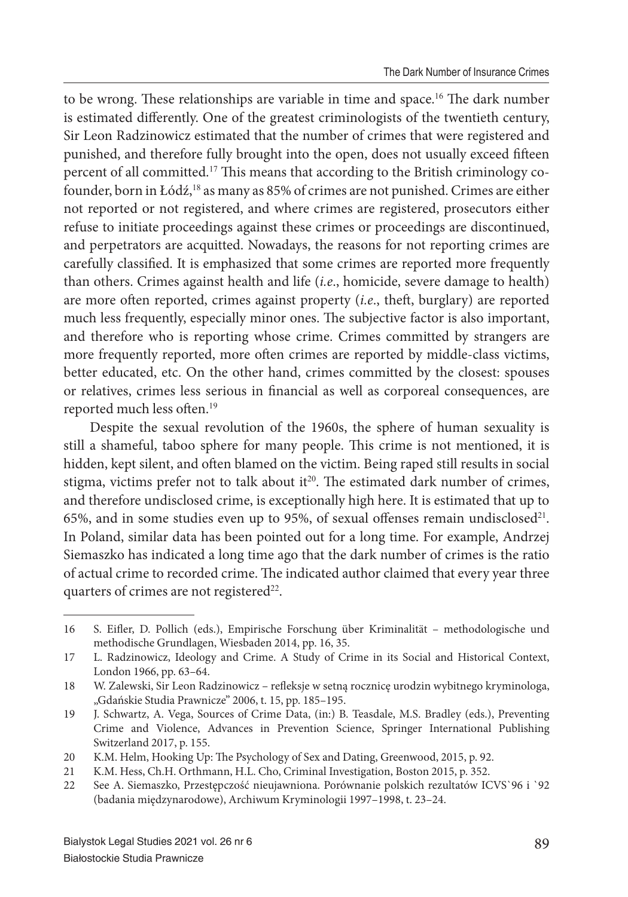to be wrong. These relationships are variable in time and space.[16] The dark number is estimated differently. One of the greatest criminologists of the twentieth century, Sir Leon Radzinowicz estimated that the number of crimes that were registered and punished, and therefore fully brought into the open, does not usually exceed fifteen percent of all committed.[17] This means that according to the British criminology co-founder, born in Łódź,[18] as many as 85% of crimes are not punished. Crimes are either not reported or not registered, and where crimes are registered, prosecutors either refuse to initiate proceedings against these crimes or proceedings are discontinued, and perpetrators are acquitted. Nowadays, the reasons for not reporting crimes are carefully classified. It is emphasized that some crimes are reported more frequently than others. Crimes against health and life (*i.e*., homicide, severe damage to health) are more often reported, crimes against property (*i.e*., theft, burglary) are reported much less frequently, especially minor ones. The subjective factor is also important, and therefore who is reporting whose crime. Crimes committed by strangers are more frequently reported, more often crimes are reported by middle-class victims, better educated, etc. On the other hand, crimes committed by the closest: spouses or relatives, crimes less serious in financial as well as corporeal consequences, are reported much less often.[19]

Despite the sexual revolution of the 1960s, the sphere of human sexuality is still a shameful, taboo sphere for many people. This crime is not mentioned, it is hidden, kept silent, and often blamed on the victim. Being raped still results in social stigma, victims prefer not to talk about it[20]. The estimated dark number of crimes, and therefore undisclosed crime, is exceptionally high here. It is estimated that up to 65%, and in some studies even up to 95%, of sexual offenses remain undisclosed[21]. In Poland, similar data has been pointed out for a long time. For example, Andrzej Siemaszko has indicated a long time ago that the dark number of crimes is the ratio of actual crime to recorded crime. The indicated author claimed that every year three quarters of crimes are not registered[22].

---

16 S. Eifler, D. Pollich (eds.), Empirische Forschung über Kriminalität – methodologische und methodische Grundlagen, Wiesbaden 2014, pp. 16, 35.

17 L. Radzinowicz, Ideology and Crime. A Study of Crime in its Social and Historical Context, London 1966, pp. 63–64.

18 W. Zalewski, Sir Leon Radzinowicz – refleksje w setną rocznicę urodzin wybitnego kryminologa, „Gdańskie Studia Prawnicze" 2006, t. 15, pp. 185–195.

19 J. Schwartz, A. Vega, Sources of Crime Data, (in:) B. Teasdale, M.S. Bradley (eds.), Preventing Crime and Violence, Advances in Prevention Science, Springer International Publishing Switzerland 2017, p. 155.

20 K.M. Helm, Hooking Up: The Psychology of Sex and Dating, Greenwood, 2015, p. 92.

21 K.M. Hess, Ch.H. Orthmann, H.L. Cho, Criminal Investigation, Boston 2015, p. 352.

22 See A. Siemaszko, Przestępczość nieujawniona. Porównanie polskich rezultatów ICVS`96 i `92 (badania międzynarodowe), Archiwum Kryminologii 1997–1998, t. 23–24.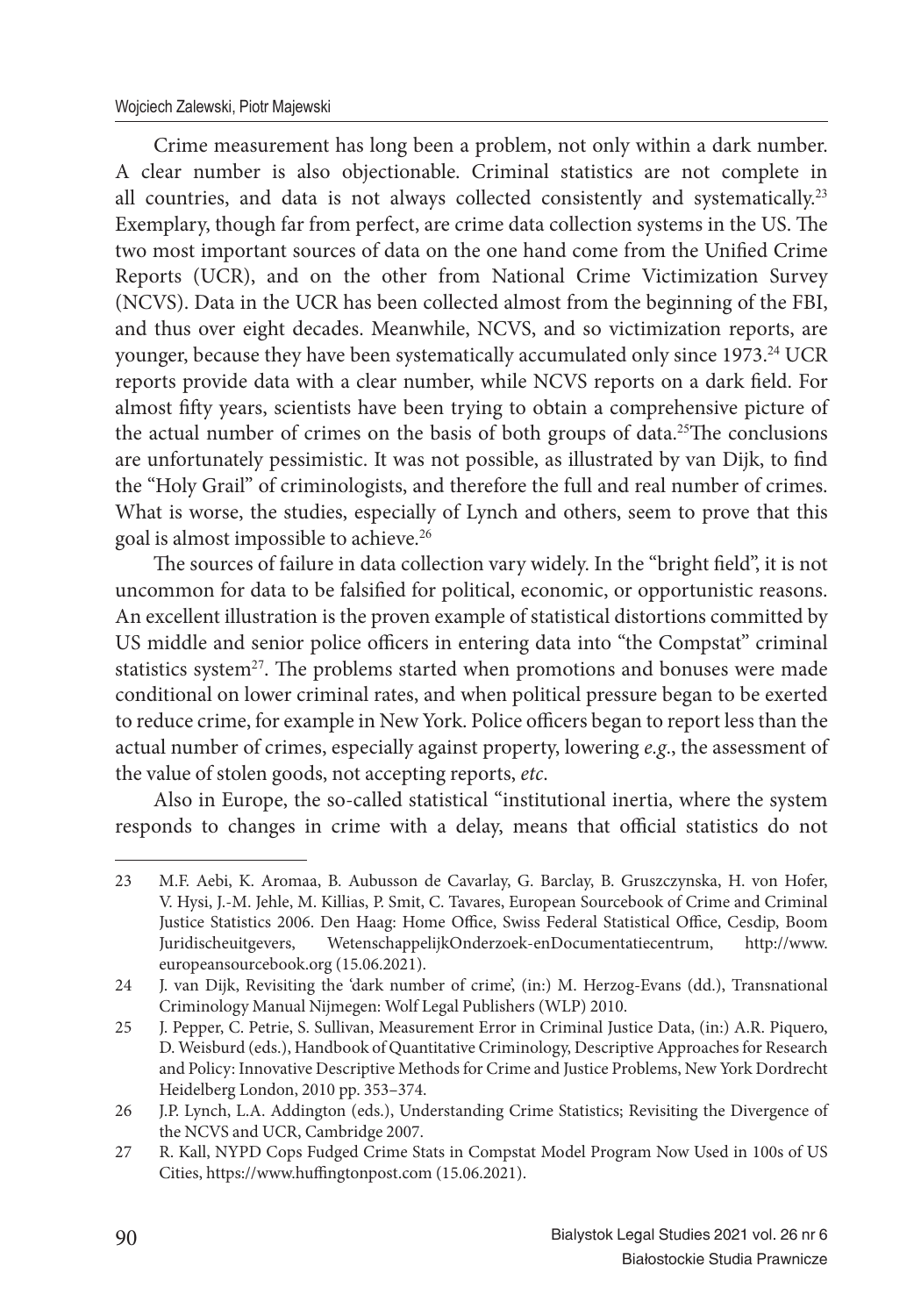Crime measurement has long been a problem, not only within a dark number. A clear number is also objectionable. Criminal statistics are not complete in all countries, and data is not always collected consistently and systematically.[23] Exemplary, though far from perfect, are crime data collection systems in the US. The two most important sources of data on the one hand come from the Unified Crime Reports (UCR), and on the other from National Crime Victimization Survey (NCVS). Data in the UCR has been collected almost from the beginning of the FBI, and thus over eight decades. Meanwhile, NCVS, and so victimization reports, are younger, because they have been systematically accumulated only since 1973.[24] UCR reports provide data with a clear number, while NCVS reports on a dark field. For almost fifty years, scientists have been trying to obtain a comprehensive picture of the actual number of crimes on the basis of both groups of data.[25]The conclusions are unfortunately pessimistic. It was not possible, as illustrated by van Dijk, to find the "Holy Grail" of criminologists, and therefore the full and real number of crimes. What is worse, the studies, especially of Lynch and others, seem to prove that this goal is almost impossible to achieve.[26]

The sources of failure in data collection vary widely. In the "bright field", it is not uncommon for data to be falsified for political, economic, or opportunistic reasons. An excellent illustration is the proven example of statistical distortions committed by US middle and senior police officers in entering data into "the Compstat" criminal statistics system[27]. The problems started when promotions and bonuses were made conditional on lower criminal rates, and when political pressure began to be exerted to reduce crime, for example in New York. Police officers began to report less than the actual number of crimes, especially against property, lowering *e.g*., the assessment of the value of stolen goods, not accepting reports, *etc*.

Also in Europe, the so-called statistical "institutional inertia, where the system responds to changes in crime with a delay, means that official statistics do not

---

23 M.F. Aebi, K. Aromaa, B. Aubusson de Cavarlay, G. Barclay, B. Gruszczynska, H. von Hofer, V. Hysi, J.-M. Jehle, M. Killias, P. Smit, C. Tavares, European Sourcebook of Crime and Criminal Justice Statistics 2006. Den Haag: Home Office, Swiss Federal Statistical Office, Cesdip, Boom Juridischeuitgevers, WetenschappelijkOnderzoek-enDocumentatiecentrum, http://www.europeansourcebook.org (15.06.2021).

24 J. van Dijk, Revisiting the 'dark number of crime', (in:) M. Herzog-Evans (dd.), Transnational Criminology Manual Nijmegen: Wolf Legal Publishers (WLP) 2010.

25 J. Pepper, C. Petrie, S. Sullivan, Measurement Error in Criminal Justice Data, (in:) A.R. Piquero, D. Weisburd (eds.), Handbook of Quantitative Criminology, Descriptive Approaches for Research and Policy: Innovative Descriptive Methods for Crime and Justice Problems, New York Dordrecht Heidelberg London, 2010 pp. 353–374.

26 J.P. Lynch, L.A. Addington (eds.), Understanding Crime Statistics; Revisiting the Divergence of the NCVS and UCR, Cambridge 2007.

27 R. Kall, NYPD Cops Fudged Crime Stats in Compstat Model Program Now Used in 100s of US Cities, https://www.huffingtonpost.com (15.06.2021).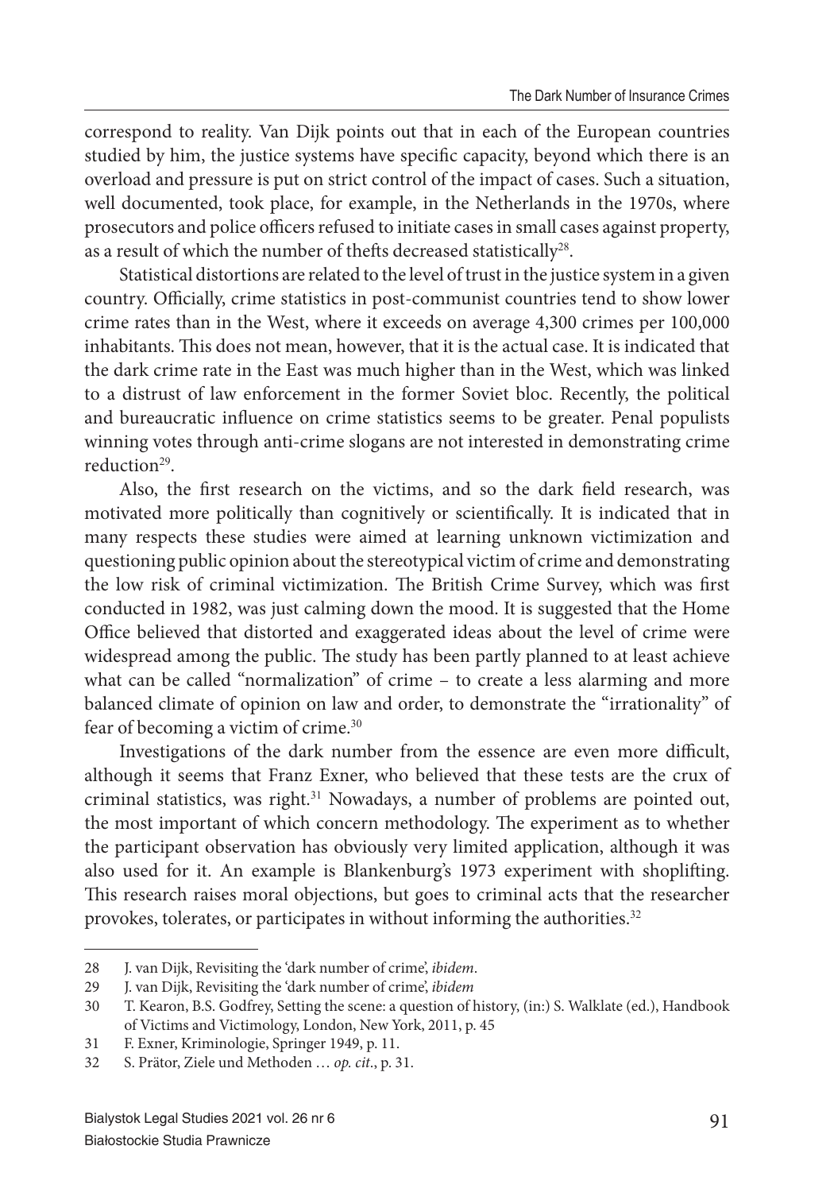correspond to reality. Van Dijk points out that in each of the European countries studied by him, the justice systems have specific capacity, beyond which there is an overload and pressure is put on strict control of the impact of cases. Such a situation, well documented, took place, for example, in the Netherlands in the 1970s, where prosecutors and police officers refused to initiate cases in small cases against property, as a result of which the number of thefts decreased statistically[28].

Statistical distortions are related to the level of trust in the justice system in a given country. Officially, crime statistics in post-communist countries tend to show lower crime rates than in the West, where it exceeds on average 4,300 crimes per 100,000 inhabitants. This does not mean, however, that it is the actual case. It is indicated that the dark crime rate in the East was much higher than in the West, which was linked to a distrust of law enforcement in the former Soviet bloc. Recently, the political and bureaucratic influence on crime statistics seems to be greater. Penal populists winning votes through anti-crime slogans are not interested in demonstrating crime reduction[29].

Also, the first research on the victims, and so the dark field research, was motivated more politically than cognitively or scientifically. It is indicated that in many respects these studies were aimed at learning unknown victimization and questioning public opinion about the stereotypical victim of crime and demonstrating the low risk of criminal victimization. The British Crime Survey, which was first conducted in 1982, was just calming down the mood. It is suggested that the Home Office believed that distorted and exaggerated ideas about the level of crime were widespread among the public. The study has been partly planned to at least achieve what can be called "normalization" of crime – to create a less alarming and more balanced climate of opinion on law and order, to demonstrate the "irrationality" of fear of becoming a victim of crime.[30]

Investigations of the dark number from the essence are even more difficult, although it seems that Franz Exner, who believed that these tests are the crux of criminal statistics, was right.[31] Nowadays, a number of problems are pointed out, the most important of which concern methodology. The experiment as to whether the participant observation has obviously very limited application, although it was also used for it. An example is Blankenburg's 1973 experiment with shoplifting. This research raises moral objections, but goes to criminal acts that the researcher provokes, tolerates, or participates in without informing the authorities.[32]

---

28 J. van Dijk, Revisiting the 'dark number of crime', *ibidem*.

29 J. van Dijk, Revisiting the 'dark number of crime', *ibidem*

30 T. Kearon, B.S. Godfrey, Setting the scene: a question of history, (in:) S. Walklate (ed.), Handbook of Victims and Victimology, London, New York, 2011, p. 45

31 F. Exner, Kriminologie, Springer 1949, p. 11.

32 S. Prätor, Ziele und Methoden … *op. cit*., p. 31.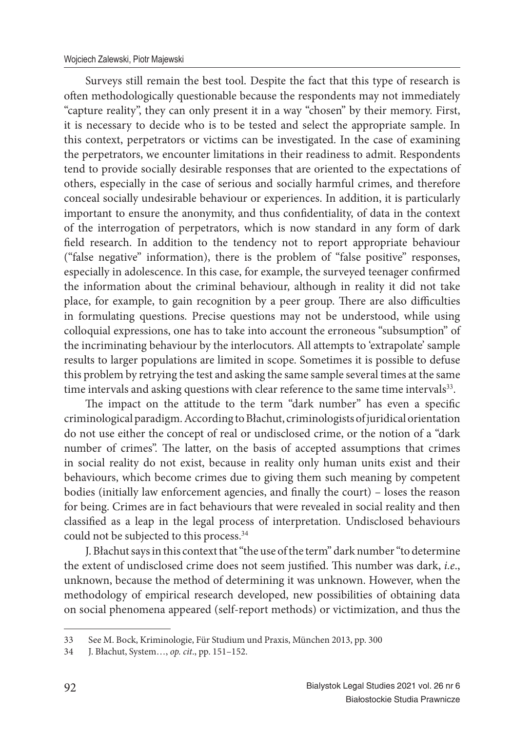Surveys still remain the best tool. Despite the fact that this type of research is often methodologically questionable because the respondents may not immediately "capture reality", they can only present it in a way "chosen" by their memory. First, it is necessary to decide who is to be tested and select the appropriate sample. In this context, perpetrators or victims can be investigated. In the case of examining the perpetrators, we encounter limitations in their readiness to admit. Respondents tend to provide socially desirable responses that are oriented to the expectations of others, especially in the case of serious and socially harmful crimes, and therefore conceal socially undesirable behaviour or experiences. In addition, it is particularly important to ensure the anonymity, and thus confidentiality, of data in the context of the interrogation of perpetrators, which is now standard in any form of dark field research. In addition to the tendency not to report appropriate behaviour ("false negative" information), there is the problem of "false positive" responses, especially in adolescence. In this case, for example, the surveyed teenager confirmed the information about the criminal behaviour, although in reality it did not take place, for example, to gain recognition by a peer group. There are also difficulties in formulating questions. Precise questions may not be understood, while using colloquial expressions, one has to take into account the erroneous "subsumption" of the incriminating behaviour by the interlocutors. All attempts to 'extrapolate' sample results to larger populations are limited in scope. Sometimes it is possible to defuse this problem by retrying the test and asking the same sample several times at the same time intervals and asking questions with clear reference to the same time intervals[33].

The impact on the attitude to the term "dark number" has even a specific criminological paradigm. According to Błachut, criminologists of juridical orientation do not use either the concept of real or undisclosed crime, or the notion of a "dark number of crimes". The latter, on the basis of accepted assumptions that crimes in social reality do not exist, because in reality only human units exist and their behaviours, which become crimes due to giving them such meaning by competent bodies (initially law enforcement agencies, and finally the court) – loses the reason for being. Crimes are in fact behaviours that were revealed in social reality and then classified as a leap in the legal process of interpretation. Undisclosed behaviours could not be subjected to this process.[34]

J. Błachut says in this context that "the use of the term" dark number "to determine the extent of undisclosed crime does not seem justified. This number was dark, *i.e*., unknown, because the method of determining it was unknown. However, when the methodology of empirical research developed, new possibilities of obtaining data on social phenomena appeared (self-report methods) or victimization, and thus the

---

33 See M. Bock, Kriminologie, Für Studium und Praxis, München 2013, pp. 300

34 J. Błachut, System…, *op. cit*., pp. 151–152.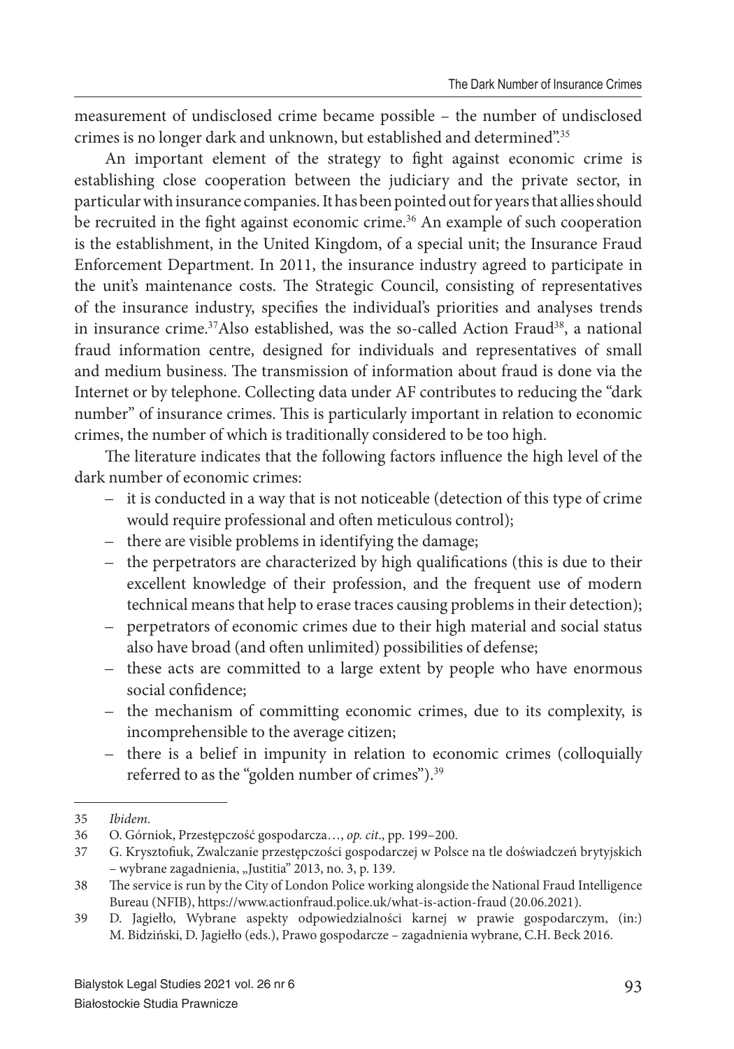measurement of undisclosed crime became possible – the number of undisclosed crimes is no longer dark and unknown, but established and determined".[35]

An important element of the strategy to fight against economic crime is establishing close cooperation between the judiciary and the private sector, in particular with insurance companies. It has been pointed out for years that allies should be recruited in the fight against economic crime.[36] An example of such cooperation is the establishment, in the United Kingdom, of a special unit; the Insurance Fraud Enforcement Department. In 2011, the insurance industry agreed to participate in the unit's maintenance costs. The Strategic Council, consisting of representatives of the insurance industry, specifies the individual's priorities and analyses trends in insurance crime.[37]Also established, was the so-called Action Fraud[38], a national fraud information centre, designed for individuals and representatives of small and medium business. The transmission of information about fraud is done via the Internet or by telephone. Collecting data under AF contributes to reducing the "dark number" of insurance crimes. This is particularly important in relation to economic crimes, the number of which is traditionally considered to be too high.

The literature indicates that the following factors influence the high level of the dark number of economic crimes:

- it is conducted in a way that is not noticeable (detection of this type of crime would require professional and often meticulous control);
- there are visible problems in identifying the damage;
- the perpetrators are characterized by high qualifications (this is due to their excellent knowledge of their profession, and the frequent use of modern technical means that help to erase traces causing problems in their detection);
- perpetrators of economic crimes due to their high material and social status also have broad (and often unlimited) possibilities of defense;
- these acts are committed to a large extent by people who have enormous social confidence;
- the mechanism of committing economic crimes, due to its complexity, is incomprehensible to the average citizen;
- there is a belief in impunity in relation to economic crimes (colloquially referred to as the "golden number of crimes").[39]

---

35 *Ibidem*.

36 O. Górniok, Przestępczość gospodarcza…, *op. cit*., pp. 199–200.

37 G. Krysztofiuk, Zwalczanie przestępczości gospodarczej w Polsce na tle doświadczeń brytyjskich – wybrane zagadnienia, „Justitia" 2013, no. 3, p. 139.

38 The service is run by the City of London Police working alongside the National Fraud Intelligence Bureau (NFIB), https://www.actionfraud.police.uk/what-is-action-fraud (20.06.2021).

39 D. Jagiełło, Wybrane aspekty odpowiedzialności karnej w prawie gospodarczym, (in:) M. Bidziński, D. Jagiełło (eds.), Prawo gospodarcze – zagadnienia wybrane, C.H. Beck 2016.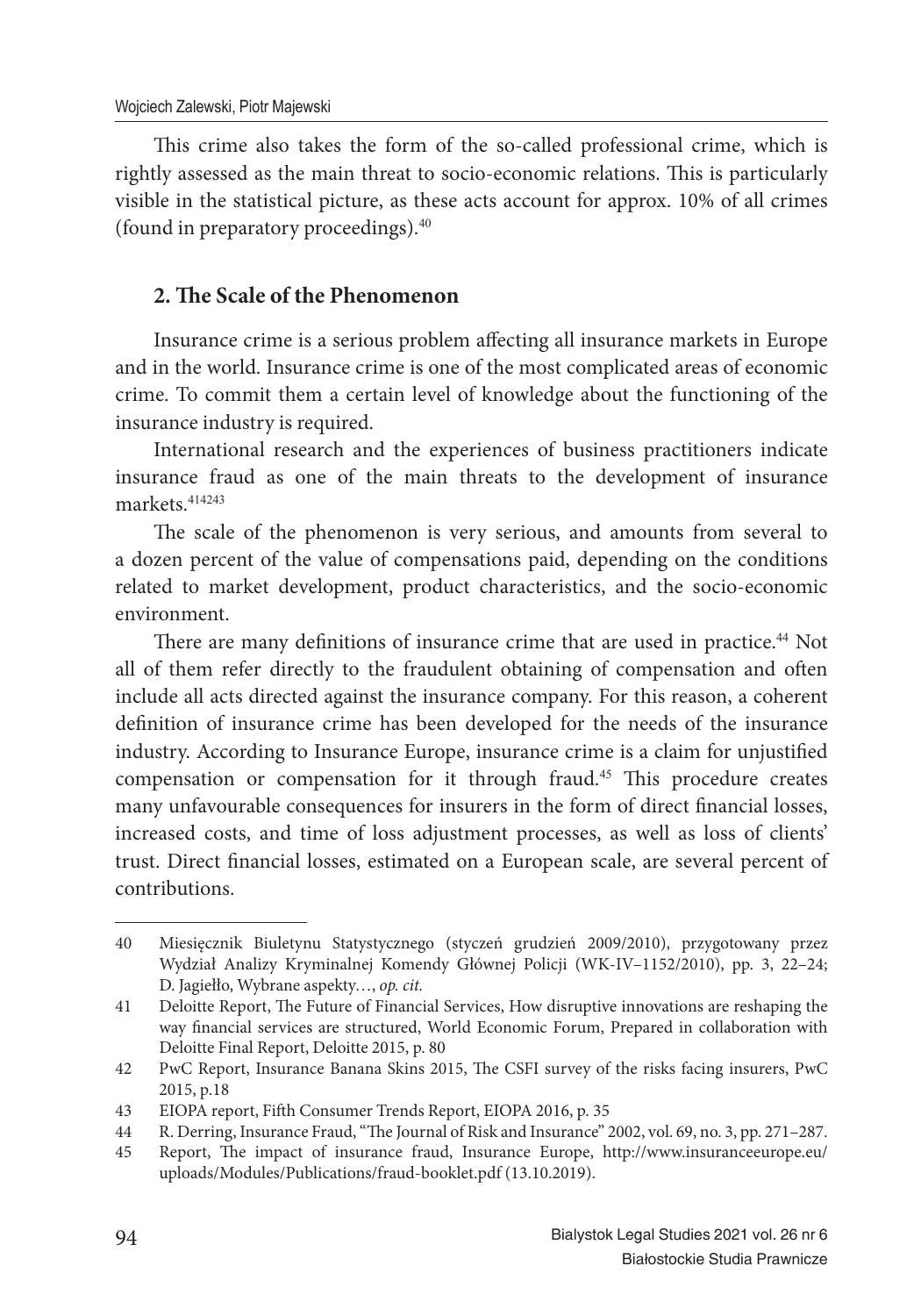This crime also takes the form of the so-called professional crime, which is rightly assessed as the main threat to socio-economic relations. This is particularly visible in the statistical picture, as these acts account for approx. 10% of all crimes (found in preparatory proceedings).[40]

## 2. The Scale of the Phenomenon

Insurance crime is a serious problem affecting all insurance markets in Europe and in the world. Insurance crime is one of the most complicated areas of economic crime. To commit them a certain level of knowledge about the functioning of the insurance industry is required.

International research and the experiences of business practitioners indicate insurance fraud as one of the main threats to the development of insurance markets.[41][42][43]

The scale of the phenomenon is very serious, and amounts from several to a dozen percent of the value of compensations paid, depending on the conditions related to market development, product characteristics, and the socio-economic environment.

There are many definitions of insurance crime that are used in practice.[44] Not all of them refer directly to the fraudulent obtaining of compensation and often include all acts directed against the insurance company. For this reason, a coherent definition of insurance crime has been developed for the needs of the insurance industry. According to Insurance Europe, insurance crime is a claim for unjustified compensation or compensation for it through fraud.[45] This procedure creates many unfavourable consequences for insurers in the form of direct financial losses, increased costs, and time of loss adjustment processes, as well as loss of clients' trust. Direct financial losses, estimated on a European scale, are several percent of contributions.

---

40 Miesięcznik Biuletynu Statystycznego (styczeń grudzień 2009/2010), przygotowany przez Wydział Analizy Kryminalnej Komendy Głównej Policji (WK-IV–1152/2010), pp. 3, 22–24; D. Jagiełło, Wybrane aspekty…, *op. cit.*

41 Deloitte Report, The Future of Financial Services, How disruptive innovations are reshaping the way financial services are structured, World Economic Forum, Prepared in collaboration with Deloitte Final Report, Deloitte 2015, p. 80

42 PwC Report, Insurance Banana Skins 2015, The CSFI survey of the risks facing insurers, PwC 2015, p.18

43 EIOPA report, Fifth Consumer Trends Report, EIOPA 2016, p. 35

44 R. Derring, Insurance Fraud, "The Journal of Risk and Insurance" 2002, vol. 69, no. 3, pp. 271–287.

45 Report, The impact of insurance fraud, Insurance Europe, http://www.insuranceeurope.eu/uploads/Modules/Publications/fraud-booklet.pdf (13.10.2019).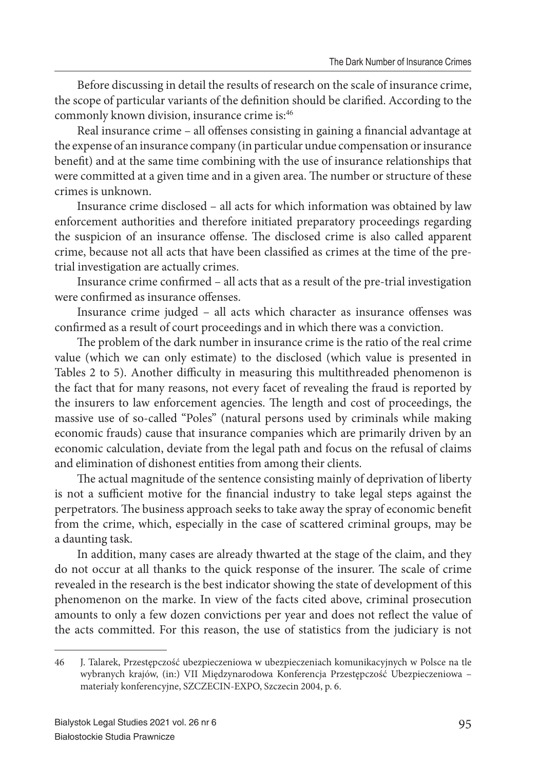Before discussing in detail the results of research on the scale of insurance crime, the scope of particular variants of the definition should be clarified. According to the commonly known division, insurance crime is:[46]

Real insurance crime – all offenses consisting in gaining a financial advantage at the expense of an insurance company (in particular undue compensation or insurance benefit) and at the same time combining with the use of insurance relationships that were committed at a given time and in a given area. The number or structure of these crimes is unknown.

Insurance crime disclosed – all acts for which information was obtained by law enforcement authorities and therefore initiated preparatory proceedings regarding the suspicion of an insurance offense. The disclosed crime is also called apparent crime, because not all acts that have been classified as crimes at the time of the pre-trial investigation are actually crimes.

Insurance crime confirmed – all acts that as a result of the pre-trial investigation were confirmed as insurance offenses.

Insurance crime judged – all acts which character as insurance offenses was confirmed as a result of court proceedings and in which there was a conviction.

The problem of the dark number in insurance crime is the ratio of the real crime value (which we can only estimate) to the disclosed (which value is presented in Tables 2 to 5). Another difficulty in measuring this multithreaded phenomenon is the fact that for many reasons, not every facet of revealing the fraud is reported by the insurers to law enforcement agencies. The length and cost of proceedings, the massive use of so-called "Poles" (natural persons used by criminals while making economic frauds) cause that insurance companies which are primarily driven by an economic calculation, deviate from the legal path and focus on the refusal of claims and elimination of dishonest entities from among their clients.

The actual magnitude of the sentence consisting mainly of deprivation of liberty is not a sufficient motive for the financial industry to take legal steps against the perpetrators. The business approach seeks to take away the spray of economic benefit from the crime, which, especially in the case of scattered criminal groups, may be a daunting task.

In addition, many cases are already thwarted at the stage of the claim, and they do not occur at all thanks to the quick response of the insurer. The scale of crime revealed in the research is the best indicator showing the state of development of this phenomenon on the marke. In view of the facts cited above, criminal prosecution amounts to only a few dozen convictions per year and does not reflect the value of the acts committed. For this reason, the use of statistics from the judiciary is not

---

46 J. Talarek, Przestępczość ubezpieczeniowa w ubezpieczeniach komunikacyjnych w Polsce na tle wybranych krajów, (in:) VII Międzynarodowa Konferencja Przestępczość Ubezpieczeniowa – materiały konferencyjne, SZCZECIN-EXPO, Szczecin 2004, p. 6.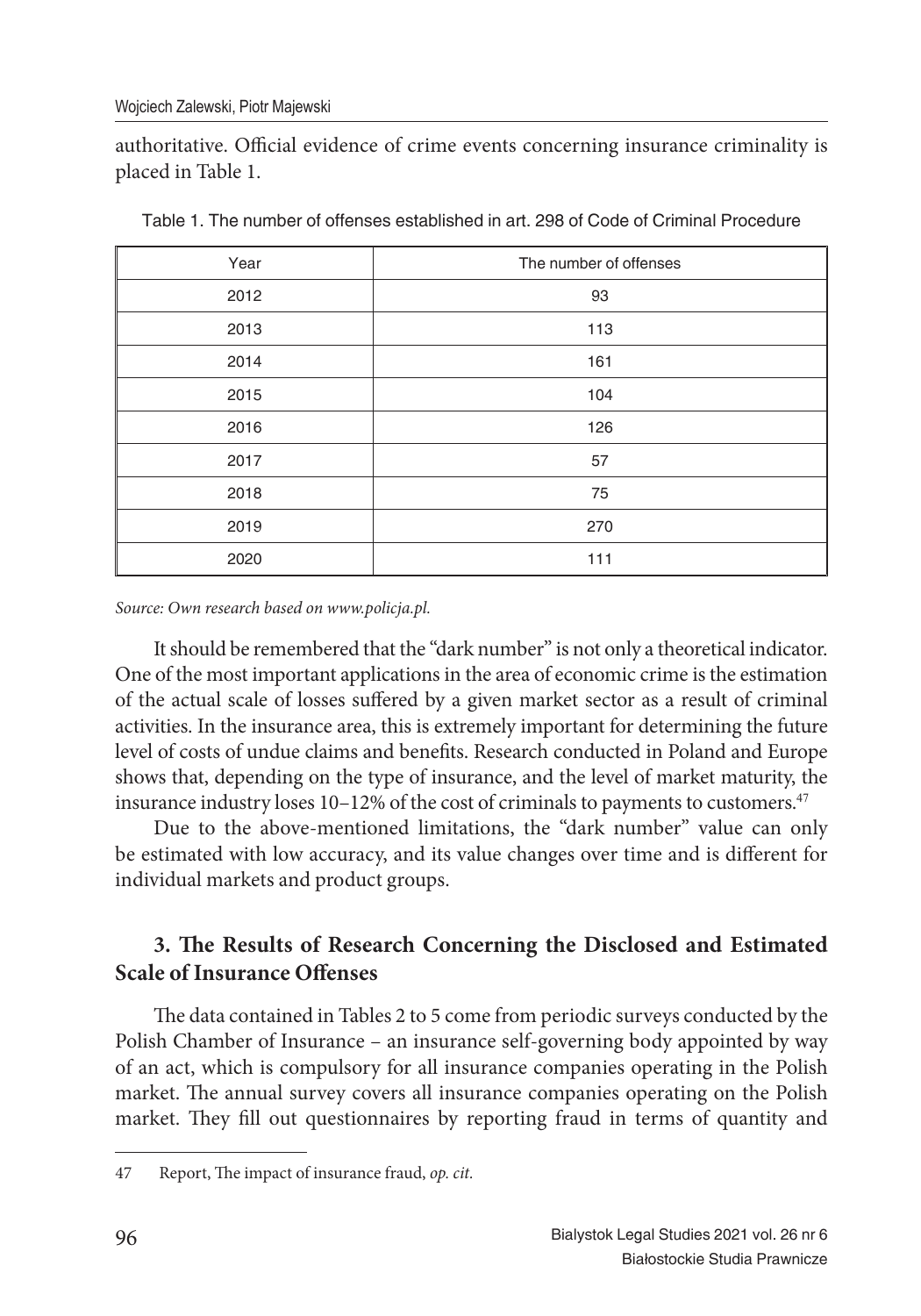authoritative. Official evidence of crime events concerning insurance criminality is placed in Table 1.

Table 1. The number of offenses established in art. 298 of Code of Criminal Procedure

| Year | The number of offenses |
|---|---|
| 2012 | 93 |
| 2013 | 113 |
| 2014 | 161 |
| 2015 | 104 |
| 2016 | 126 |
| 2017 | 57 |
| 2018 | 75 |
| 2019 | 270 |
| 2020 | 111 |

*Source: Own research based on www.policja.pl.*

It should be remembered that the "dark number" is not only a theoretical indicator. One of the most important applications in the area of economic crime is the estimation of the actual scale of losses suffered by a given market sector as a result of criminal activities. In the insurance area, this is extremely important for determining the future level of costs of undue claims and benefits. Research conducted in Poland and Europe shows that, depending on the type of insurance, and the level of market maturity, the insurance industry loses 10–12% of the cost of criminals to payments to customers.[47]

Due to the above-mentioned limitations, the "dark number" value can only be estimated with low accuracy, and its value changes over time and is different for individual markets and product groups.

## 3. The Results of Research Concerning the Disclosed and Estimated Scale of Insurance Offenses

The data contained in Tables 2 to 5 come from periodic surveys conducted by the Polish Chamber of Insurance – an insurance self-governing body appointed by way of an act, which is compulsory for all insurance companies operating in the Polish market. The annual survey covers all insurance companies operating on the Polish market. They fill out questionnaires by reporting fraud in terms of quantity and

47 Report, The impact of insurance fraud, *op. cit.*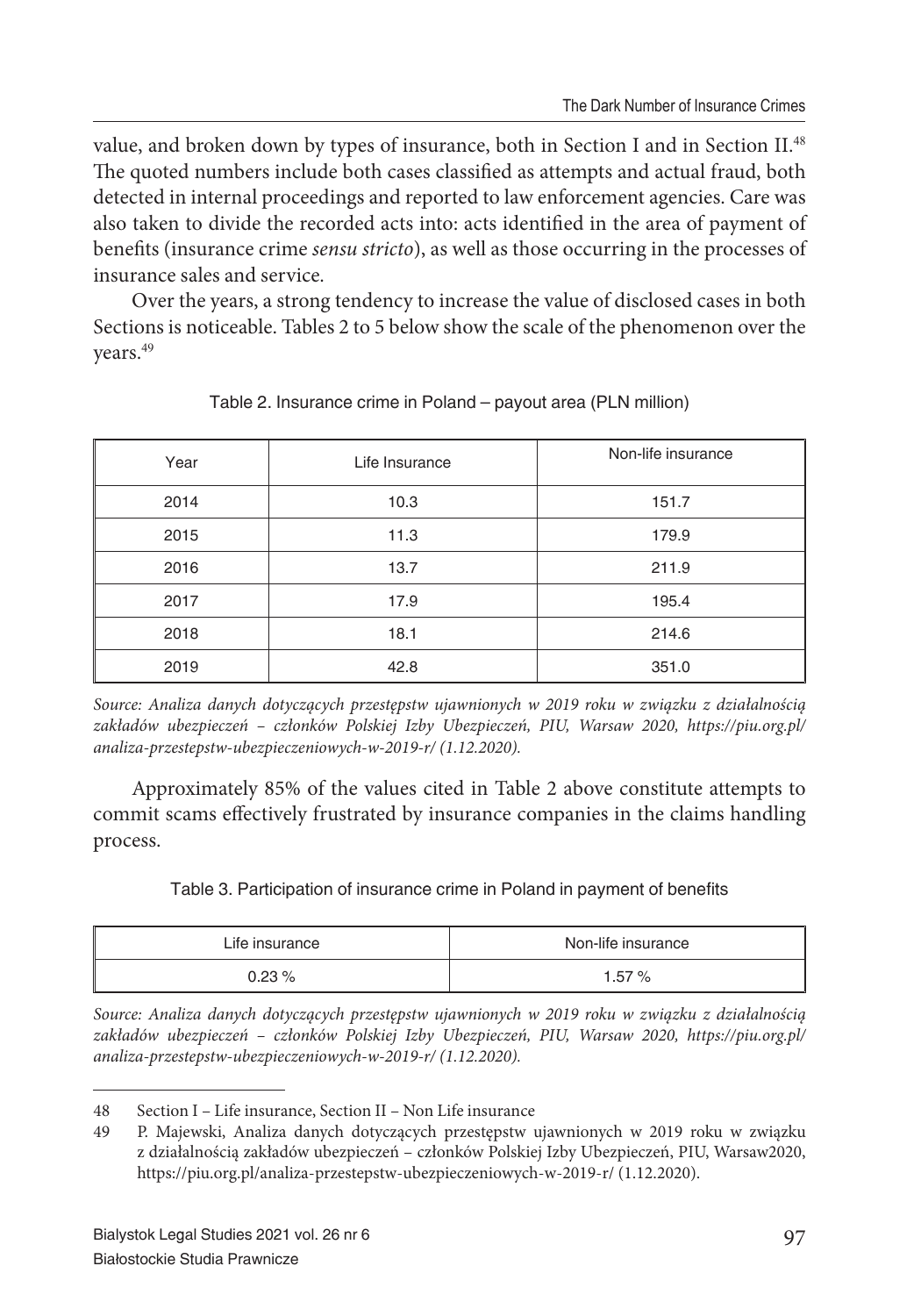value, and broken down by types of insurance, both in Section I and in Section II.[48] The quoted numbers include both cases classified as attempts and actual fraud, both detected in internal proceedings and reported to law enforcement agencies. Care was also taken to divide the recorded acts into: acts identified in the area of payment of benefits (insurance crime *sensu stricto*), as well as those occurring in the processes of insurance sales and service.

Over the years, a strong tendency to increase the value of disclosed cases in both Sections is noticeable. Tables 2 to 5 below show the scale of the phenomenon over the years.[49]

Table 2. Insurance crime in Poland – payout area (PLN million)

| Year | Life Insurance | Non-life insurance |
|---|---|---|
| 2014 | 10.3 | 151.7 |
| 2015 | 11.3 | 179.9 |
| 2016 | 13.7 | 211.9 |
| 2017 | 17.9 | 195.4 |
| 2018 | 18.1 | 214.6 |
| 2019 | 42.8 | 351.0 |

*Source: Analiza danych dotyczących przestępstw ujawnionych w 2019 roku w związku z działalnością zakładów ubezpieczeń – członków Polskiej Izby Ubezpieczeń, PIU, Warsaw 2020, https://piu.org.pl/analiza-przestepstw-ubezpieczeniowych-w-2019-r/ (1.12.2020).*

Approximately 85% of the values cited in Table 2 above constitute attempts to commit scams effectively frustrated by insurance companies in the claims handling process.

Table 3. Participation of insurance crime in Poland in payment of benefits

| Life insurance | Non-life insurance |
|---|---|
| 0.23 % | 1.57 % |

*Source: Analiza danych dotyczących przestępstw ujawnionych w 2019 roku w związku z działalnością zakładów ubezpieczeń – członków Polskiej Izby Ubezpieczeń, PIU, Warsaw 2020, https://piu.org.pl/analiza-przestepstw-ubezpieczeniowych-w-2019-r/ (1.12.2020).*

---

48 Section I – Life insurance, Section II – Non Life insurance

49 P. Majewski, Analiza danych dotyczących przestępstw ujawnionych w 2019 roku w związku z działalnością zakładów ubezpieczeń – członków Polskiej Izby Ubezpieczeń, PIU, Warsaw2020, https://piu.org.pl/analiza-przestepstw-ubezpieczeniowych-w-2019-r/ (1.12.2020).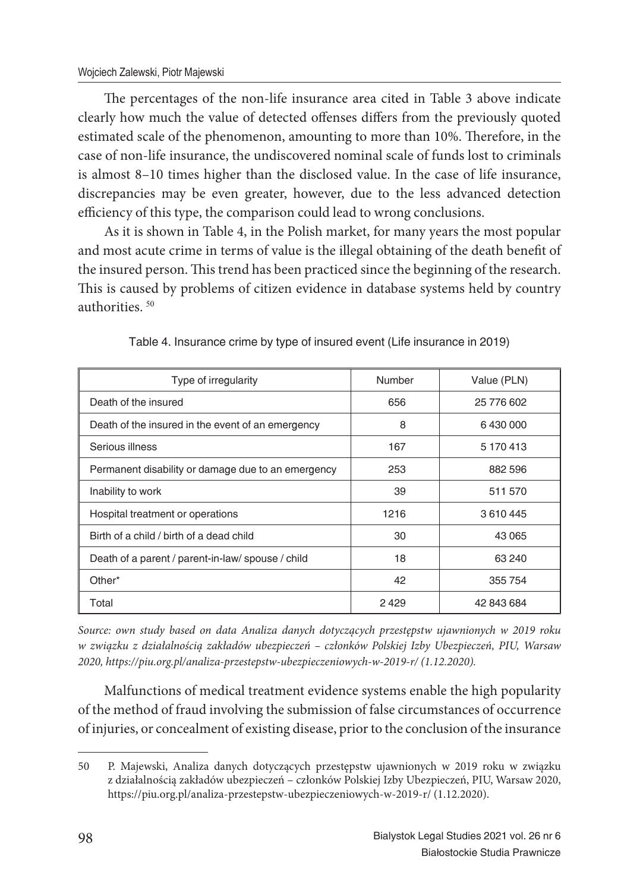The percentages of the non-life insurance area cited in Table 3 above indicate clearly how much the value of detected offenses differs from the previously quoted estimated scale of the phenomenon, amounting to more than 10%. Therefore, in the case of non-life insurance, the undiscovered nominal scale of funds lost to criminals is almost 8–10 times higher than the disclosed value. In the case of life insurance, discrepancies may be even greater, however, due to the less advanced detection efficiency of this type, the comparison could lead to wrong conclusions.

As it is shown in Table 4, in the Polish market, for many years the most popular and most acute crime in terms of value is the illegal obtaining of the death benefit of the insured person. This trend has been practiced since the beginning of the research. This is caused by problems of citizen evidence in database systems held by country authorities. [50]

Table 4. Insurance crime by type of insured event (Life insurance in 2019)

| Type of irregularity | Number | Value (PLN) |
|---|---|---|
| Death of the insured | 656 | 25 776 602 |
| Death of the insured in the event of an emergency | 8 | 6 430 000 |
| Serious illness | 167 | 5 170 413 |
| Permanent disability or damage due to an emergency | 253 | 882 596 |
| Inability to work | 39 | 511 570 |
| Hospital treatment or operations | 1216 | 3 610 445 |
| Birth of a child / birth of a dead child | 30 | 43 065 |
| Death of a parent / parent-in-law/ spouse / child | 18 | 63 240 |
| Other* | 42 | 355 754 |
| Total | 2 429 | 42 843 684 |

*Source: own study based on data Analiza danych dotyczących przestępstw ujawnionych w 2019 roku w związku z działalnością zakładów ubezpieczeń – członków Polskiej Izby Ubezpieczeń, PIU, Warsaw 2020, https://piu.org.pl/analiza-przestepstw-ubezpieczeniowych-w-2019-r/ (1.12.2020).*

Malfunctions of medical treatment evidence systems enable the high popularity of the method of fraud involving the submission of false circumstances of occurrence of injuries, or concealment of existing disease, prior to the conclusion of the insurance

---

50 P. Majewski, Analiza danych dotyczących przestępstw ujawnionych w 2019 roku w związku z działalnością zakładów ubezpieczeń – członków Polskiej Izby Ubezpieczeń, PIU, Warsaw 2020, https://piu.org.pl/analiza-przestepstw-ubezpieczeniowych-w-2019-r/ (1.12.2020).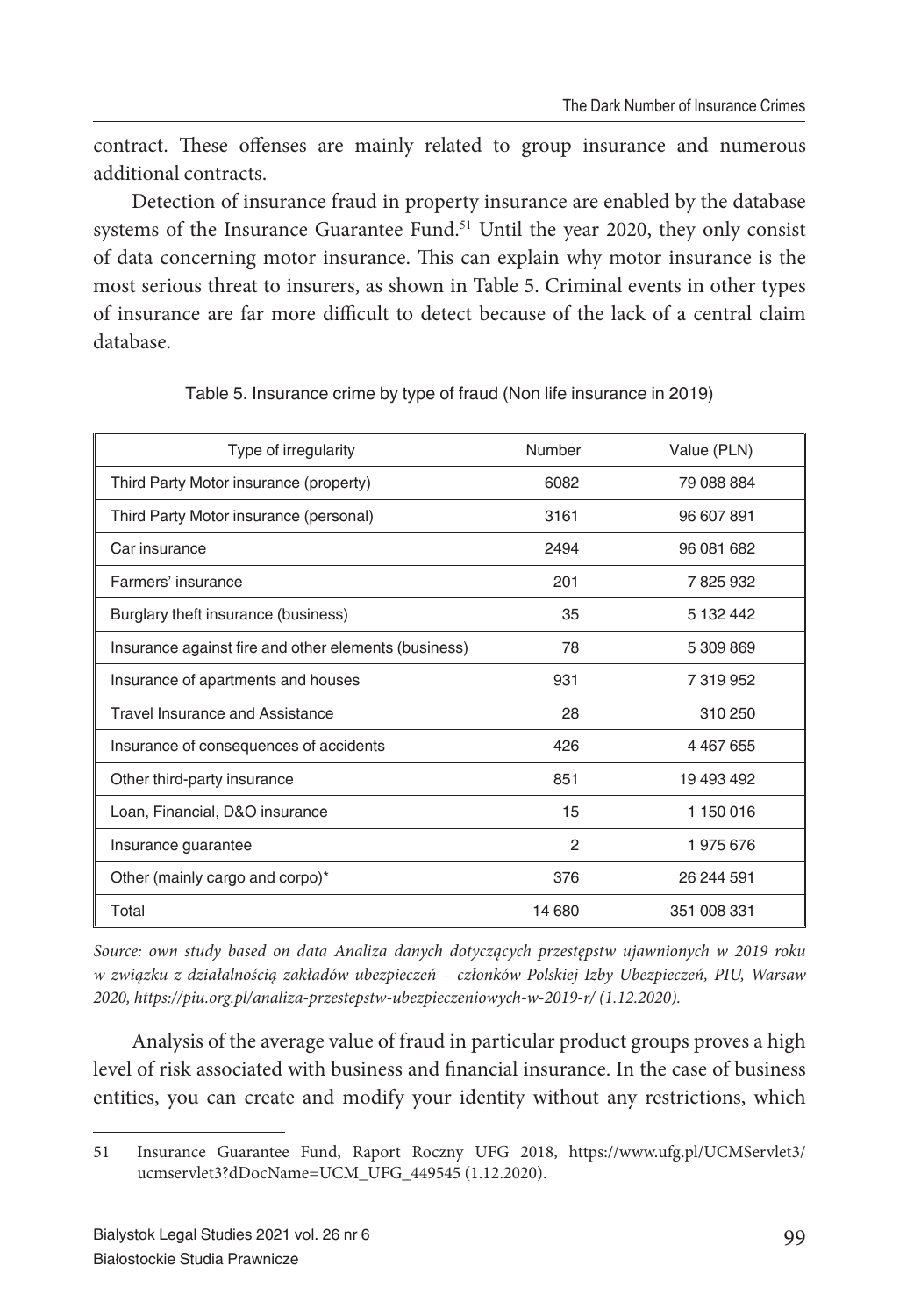contract. These offenses are mainly related to group insurance and numerous additional contracts.

Detection of insurance fraud in property insurance are enabled by the database systems of the Insurance Guarantee Fund.[51] Until the year 2020, they only consist of data concerning motor insurance. This can explain why motor insurance is the most serious threat to insurers, as shown in Table 5. Criminal events in other types of insurance are far more difficult to detect because of the lack of a central claim database.

Table 5. Insurance crime by type of fraud (Non life insurance in 2019)

| Type of irregularity | Number | Value (PLN) |
|---|---|---|
| Third Party Motor insurance (property) | 6082 | 79 088 884 |
| Third Party Motor insurance (personal) | 3161 | 96 607 891 |
| Car insurance | 2494 | 96 081 682 |
| Farmers' insurance | 201 | 7 825 932 |
| Burglary theft insurance (business) | 35 | 5 132 442 |
| Insurance against fire and other elements (business) | 78 | 5 309 869 |
| Insurance of apartments and houses | 931 | 7 319 952 |
| Travel Insurance and Assistance | 28 | 310 250 |
| Insurance of consequences of accidents | 426 | 4 467 655 |
| Other third-party insurance | 851 | 19 493 492 |
| Loan, Financial, D&O insurance | 15 | 1 150 016 |
| Insurance guarantee | 2 | 1 975 676 |
| Other (mainly cargo and corpo)* | 376 | 26 244 591 |
| Total | 14 680 | 351 008 331 |

*Source: own study based on data Analiza danych dotyczących przestępstw ujawnionych w 2019 roku w związku z działalnością zakładów ubezpieczeń – członków Polskiej Izby Ubezpieczeń, PIU, Warsaw 2020, https://piu.org.pl/analiza-przestepstw-ubezpieczeniowych-w-2019-r/ (1.12.2020).*

Analysis of the average value of fraud in particular product groups proves a high level of risk associated with business and financial insurance. In the case of business entities, you can create and modify your identity without any restrictions, which

51 Insurance Guarantee Fund, Raport Roczny UFG 2018, https://www.ufg.pl/UCMServlet3/ucmservlet3?dDocName=UCM_UFG_449545 (1.12.2020).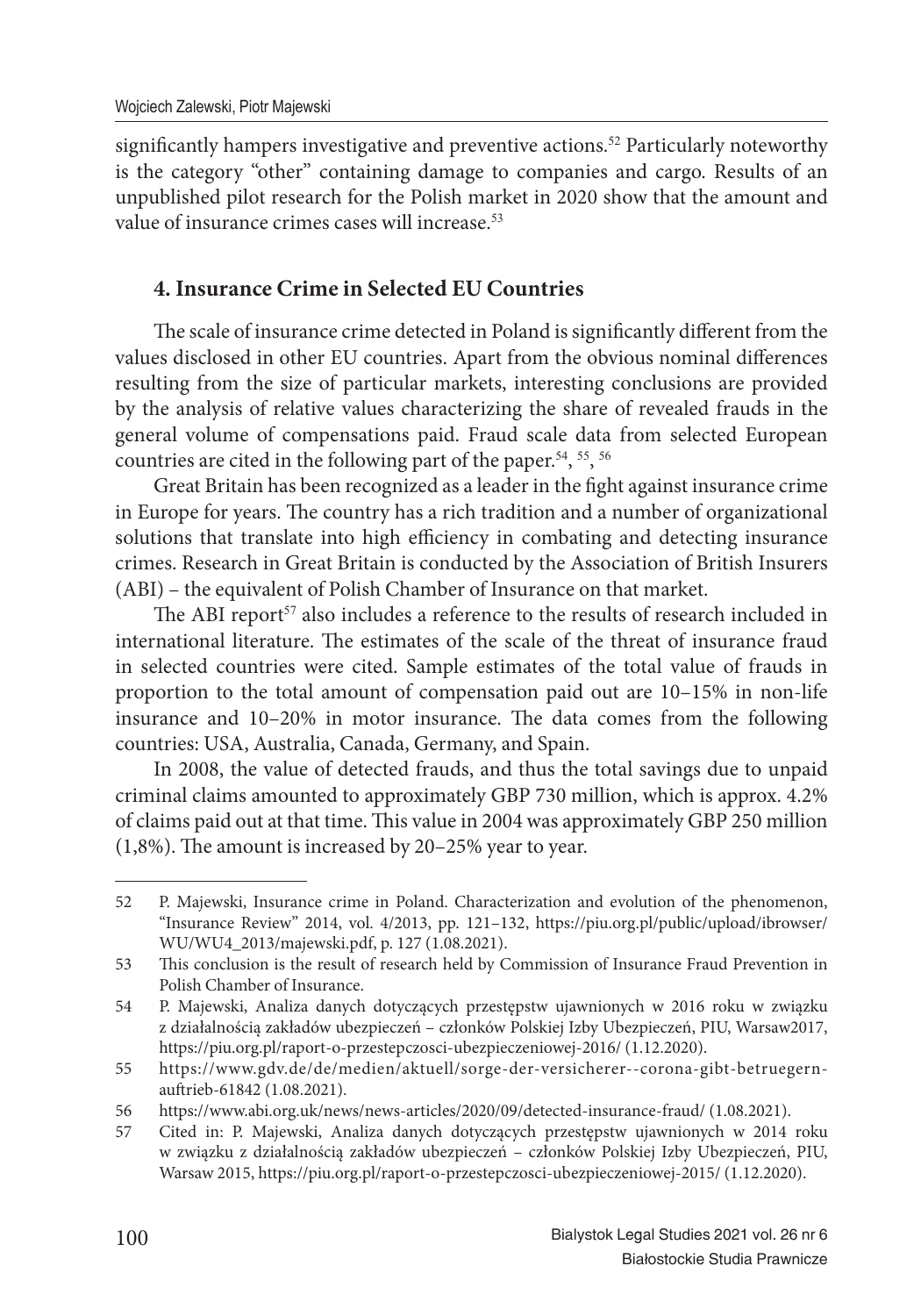significantly hampers investigative and preventive actions.[52] Particularly noteworthy is the category "other" containing damage to companies and cargo. Results of an unpublished pilot research for the Polish market in 2020 show that the amount and value of insurance crimes cases will increase.[53]

## 4. Insurance Crime in Selected EU Countries

The scale of insurance crime detected in Poland is significantly different from the values disclosed in other EU countries. Apart from the obvious nominal differences resulting from the size of particular markets, interesting conclusions are provided by the analysis of relative values characterizing the share of revealed frauds in the general volume of compensations paid. Fraud scale data from selected European countries are cited in the following part of the paper.[54], [55], [56]

Great Britain has been recognized as a leader in the fight against insurance crime in Europe for years. The country has a rich tradition and a number of organizational solutions that translate into high efficiency in combating and detecting insurance crimes. Research in Great Britain is conducted by the Association of British Insurers (ABI) – the equivalent of Polish Chamber of Insurance on that market.

The ABI report[57] also includes a reference to the results of research included in international literature. The estimates of the scale of the threat of insurance fraud in selected countries were cited. Sample estimates of the total value of frauds in proportion to the total amount of compensation paid out are 10–15% in non-life insurance and 10–20% in motor insurance. The data comes from the following countries: USA, Australia, Canada, Germany, and Spain.

In 2008, the value of detected frauds, and thus the total savings due to unpaid criminal claims amounted to approximately GBP 730 million, which is approx. 4.2% of claims paid out at that time. This value in 2004 was approximately GBP 250 million (1,8%). The amount is increased by 20–25% year to year.

---

52 P. Majewski, Insurance crime in Poland. Characterization and evolution of the phenomenon, "Insurance Review" 2014, vol. 4/2013, pp. 121–132, https://piu.org.pl/public/upload/ibrowser/WU/WU4_2013/majewski.pdf, p. 127 (1.08.2021).

53 This conclusion is the result of research held by Commission of Insurance Fraud Prevention in Polish Chamber of Insurance.

54 P. Majewski, Analiza danych dotyczących przestępstw ujawnionych w 2016 roku w związku z działalnością zakładów ubezpieczeń – członków Polskiej Izby Ubezpieczeń, PIU, Warsaw2017, https://piu.org.pl/raport-o-przestepczosci-ubezpieczeniowej-2016/ (1.12.2020).

55 https://www.gdv.de/de/medien/aktuell/sorge-der-versicherer--corona-gibt-betruegern-auftrieb-61842 (1.08.2021).

56 https://www.abi.org.uk/news/news-articles/2020/09/detected-insurance-fraud/ (1.08.2021).

57 Cited in: P. Majewski, Analiza danych dotyczących przestępstw ujawnionych w 2014 roku w związku z działalnością zakładów ubezpieczeń – członków Polskiej Izby Ubezpieczeń, PIU, Warsaw 2015, https://piu.org.pl/raport-o-przestepczosci-ubezpieczeniowej-2015/ (1.12.2020).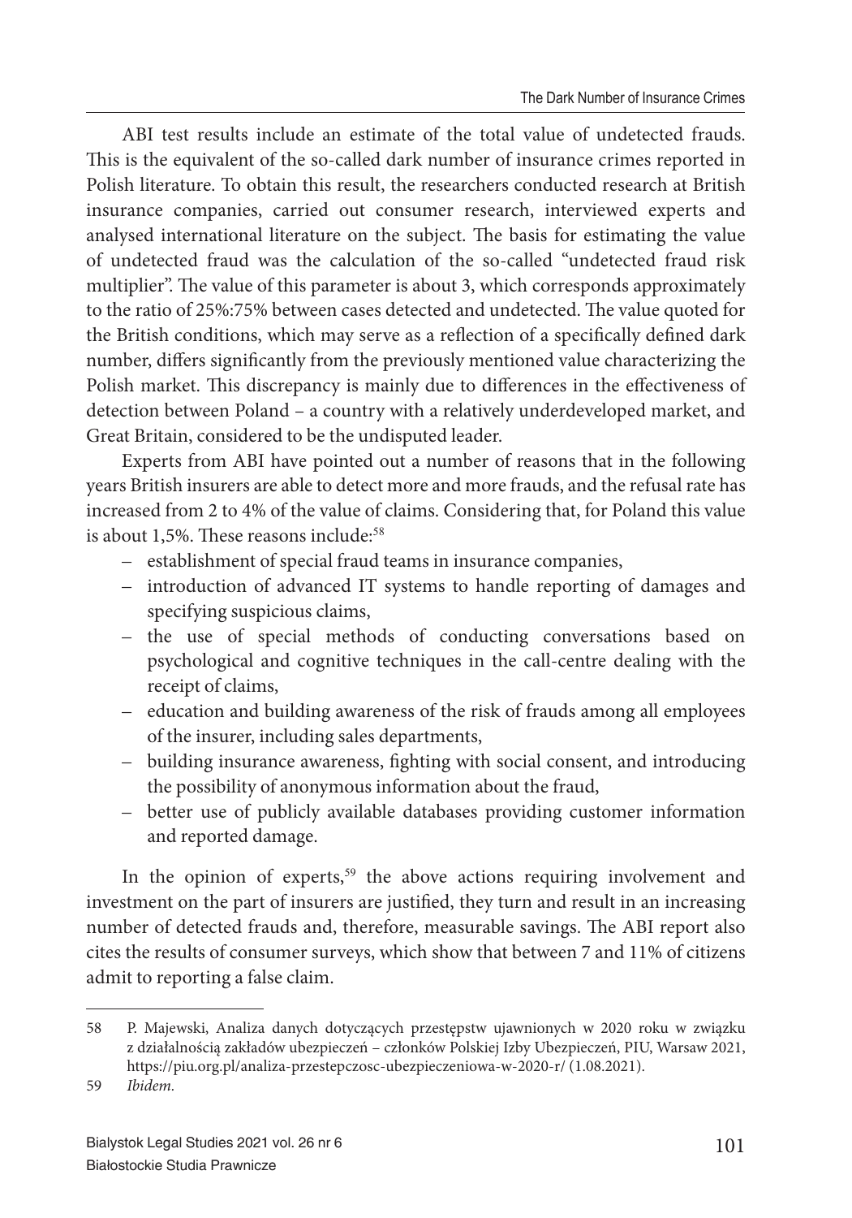ABI test results include an estimate of the total value of undetected frauds. This is the equivalent of the so-called dark number of insurance crimes reported in Polish literature. To obtain this result, the researchers conducted research at British insurance companies, carried out consumer research, interviewed experts and analysed international literature on the subject. The basis for estimating the value of undetected fraud was the calculation of the so-called "undetected fraud risk multiplier". The value of this parameter is about 3, which corresponds approximately to the ratio of 25%:75% between cases detected and undetected. The value quoted for the British conditions, which may serve as a reflection of a specifically defined dark number, differs significantly from the previously mentioned value characterizing the Polish market. This discrepancy is mainly due to differences in the effectiveness of detection between Poland – a country with a relatively underdeveloped market, and Great Britain, considered to be the undisputed leader.

Experts from ABI have pointed out a number of reasons that in the following years British insurers are able to detect more and more frauds, and the refusal rate has increased from 2 to 4% of the value of claims. Considering that, for Poland this value is about 1,5%. These reasons include:[58]

- establishment of special fraud teams in insurance companies,
- introduction of advanced IT systems to handle reporting of damages and specifying suspicious claims,
- the use of special methods of conducting conversations based on psychological and cognitive techniques in the call-centre dealing with the receipt of claims,
- education and building awareness of the risk of frauds among all employees of the insurer, including sales departments,
- building insurance awareness, fighting with social consent, and introducing the possibility of anonymous information about the fraud,
- better use of publicly available databases providing customer information and reported damage.

In the opinion of experts,[59] the above actions requiring involvement and investment on the part of insurers are justified, they turn and result in an increasing number of detected frauds and, therefore, measurable savings. The ABI report also cites the results of consumer surveys, which show that between 7 and 11% of citizens admit to reporting a false claim.

---

58 P. Majewski, Analiza danych dotyczących przestępstw ujawnionych w 2020 roku w związku z działalnością zakładów ubezpieczeń – członków Polskiej Izby Ubezpieczeń, PIU, Warsaw 2021, https://piu.org.pl/analiza-przestepczosc-ubezpieczeniowa-w-2020-r/ (1.08.2021).

59 *Ibidem.*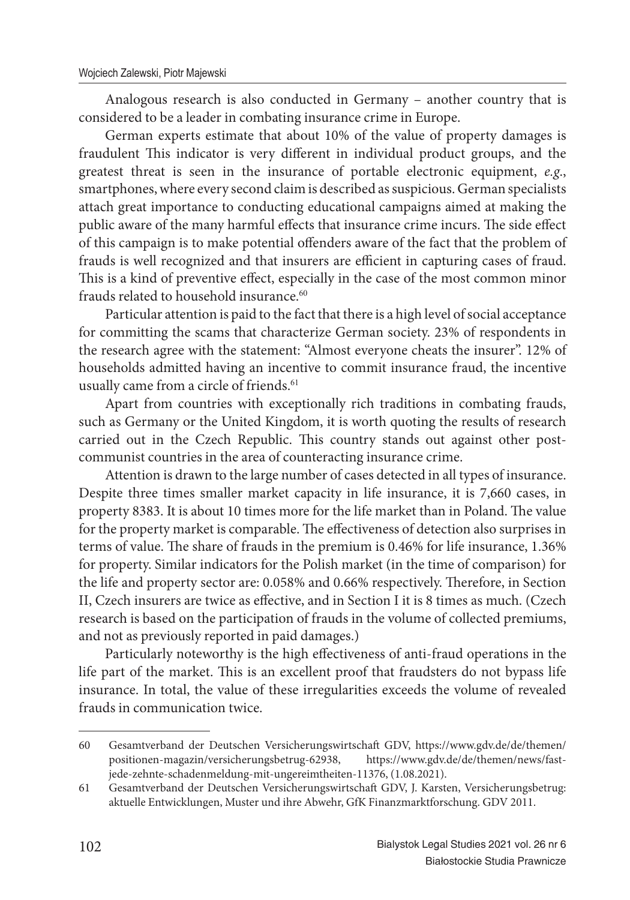Analogous research is also conducted in Germany – another country that is considered to be a leader in combating insurance crime in Europe.

German experts estimate that about 10% of the value of property damages is fraudulent This indicator is very different in individual product groups, and the greatest threat is seen in the insurance of portable electronic equipment, *e.g.*, smartphones, where every second claim is described as suspicious. German specialists attach great importance to conducting educational campaigns aimed at making the public aware of the many harmful effects that insurance crime incurs. The side effect of this campaign is to make potential offenders aware of the fact that the problem of frauds is well recognized and that insurers are efficient in capturing cases of fraud. This is a kind of preventive effect, especially in the case of the most common minor frauds related to household insurance.[60]

Particular attention is paid to the fact that there is a high level of social acceptance for committing the scams that characterize German society. 23% of respondents in the research agree with the statement: "Almost everyone cheats the insurer". 12% of households admitted having an incentive to commit insurance fraud, the incentive usually came from a circle of friends.[61]

Apart from countries with exceptionally rich traditions in combating frauds, such as Germany or the United Kingdom, it is worth quoting the results of research carried out in the Czech Republic. This country stands out against other post-communist countries in the area of counteracting insurance crime.

Attention is drawn to the large number of cases detected in all types of insurance. Despite three times smaller market capacity in life insurance, it is 7,660 cases, in property 8383. It is about 10 times more for the life market than in Poland. The value for the property market is comparable. The effectiveness of detection also surprises in terms of value. The share of frauds in the premium is 0.46% for life insurance, 1.36% for property. Similar indicators for the Polish market (in the time of comparison) for the life and property sector are: 0.058% and 0.66% respectively. Therefore, in Section II, Czech insurers are twice as effective, and in Section I it is 8 times as much. (Czech research is based on the participation of frauds in the volume of collected premiums, and not as previously reported in paid damages.)

Particularly noteworthy is the high effectiveness of anti-fraud operations in the life part of the market. This is an excellent proof that fraudsters do not bypass life insurance. In total, the value of these irregularities exceeds the volume of revealed frauds in communication twice.

---

60 Gesamtverband der Deutschen Versicherungswirtschaft GDV, https://www.gdv.de/de/themen/positionen-magazin/versicherungsbetrug-62938, https://www.gdv.de/de/themen/news/fast-jede-zehnte-schadenmeldung-mit-ungereimtheiten-11376, (1.08.2021).

61 Gesamtverband der Deutschen Versicherungswirtschaft GDV, J. Karsten, Versicherungsbetrug: aktuelle Entwicklungen, Muster und ihre Abwehr, GfK Finanzmarktforschung. GDV 2011.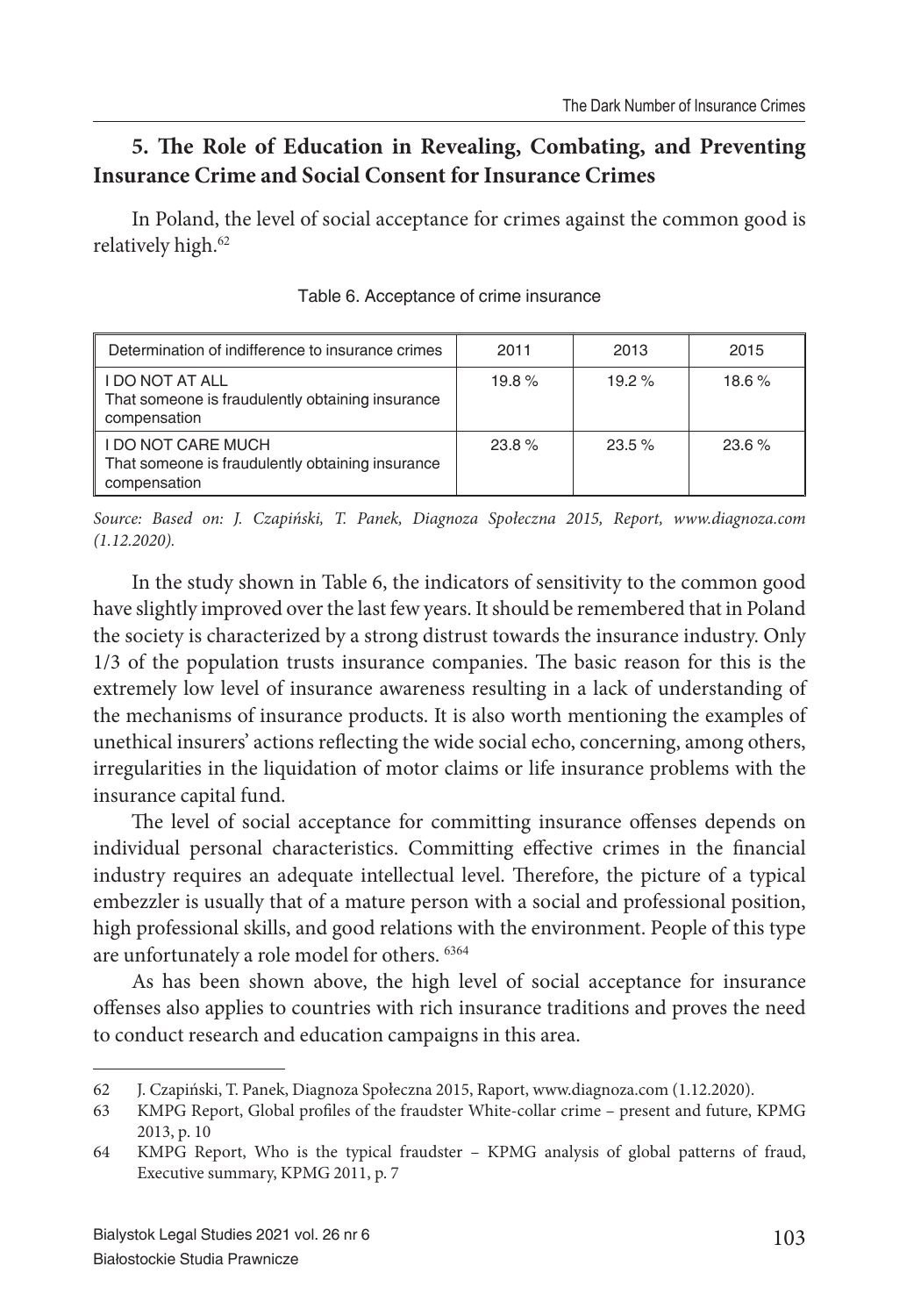## 5. The Role of Education in Revealing, Combating, and Preventing Insurance Crime and Social Consent for Insurance Crimes

In Poland, the level of social acceptance for crimes against the common good is relatively high.[62]

Table 6. Acceptance of crime insurance

| Determination of indifference to insurance crimes | 2011 | 2013 | 2015 |
|---|---|---|---|
| I DO NOT AT ALL<br>That someone is fraudulently obtaining insurance compensation | 19.8 % | 19.2 % | 18.6 % |
| I DO NOT CARE MUCH<br>That someone is fraudulently obtaining insurance compensation | 23.8 % | 23.5 % | 23.6 % |

*Source: Based on: J. Czapiński, T. Panek, Diagnoza Społeczna 2015, Report, www.diagnoza.com (1.12.2020).*

In the study shown in Table 6, the indicators of sensitivity to the common good have slightly improved over the last few years. It should be remembered that in Poland the society is characterized by a strong distrust towards the insurance industry. Only 1/3 of the population trusts insurance companies. The basic reason for this is the extremely low level of insurance awareness resulting in a lack of understanding of the mechanisms of insurance products. It is also worth mentioning the examples of unethical insurers' actions reflecting the wide social echo, concerning, among others, irregularities in the liquidation of motor claims or life insurance problems with the insurance capital fund.

The level of social acceptance for committing insurance offenses depends on individual personal characteristics. Committing effective crimes in the financial industry requires an adequate intellectual level. Therefore, the picture of a typical embezzler is usually that of a mature person with a social and professional position, high professional skills, and good relations with the environment. People of this type are unfortunately a role model for others. [63][64]

As has been shown above, the high level of social acceptance for insurance offenses also applies to countries with rich insurance traditions and proves the need to conduct research and education campaigns in this area.

---

62 J. Czapiński, T. Panek, Diagnoza Społeczna 2015, Raport, www.diagnoza.com (1.12.2020).

63 KMPG Report, Global profiles of the fraudster White-collar crime – present and future, KPMG 2013, p. 10

64 KMPG Report, Who is the typical fraudster – KPMG analysis of global patterns of fraud, Executive summary, KPMG 2011, p. 7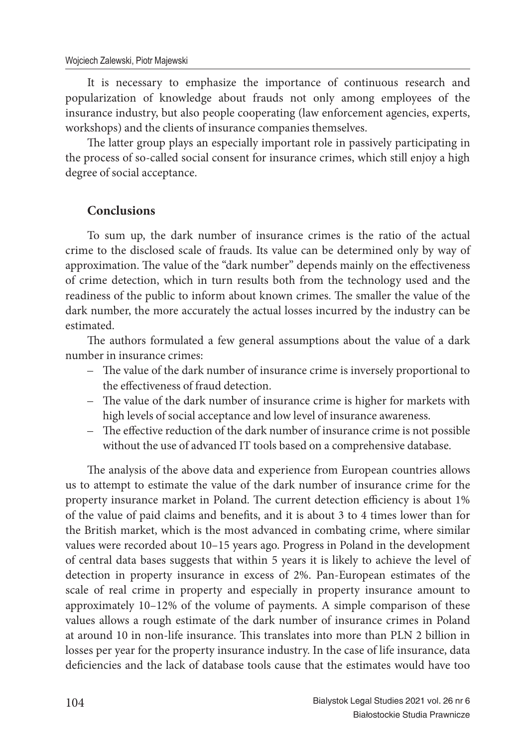It is necessary to emphasize the importance of continuous research and popularization of knowledge about frauds not only among employees of the insurance industry, but also people cooperating (law enforcement agencies, experts, workshops) and the clients of insurance companies themselves.

The latter group plays an especially important role in passively participating in the process of so-called social consent for insurance crimes, which still enjoy a high degree of social acceptance.

## Conclusions

To sum up, the dark number of insurance crimes is the ratio of the actual crime to the disclosed scale of frauds. Its value can be determined only by way of approximation. The value of the "dark number" depends mainly on the effectiveness of crime detection, which in turn results both from the technology used and the readiness of the public to inform about known crimes. The smaller the value of the dark number, the more accurately the actual losses incurred by the industry can be estimated.

The authors formulated a few general assumptions about the value of a dark number in insurance crimes:

- The value of the dark number of insurance crime is inversely proportional to the effectiveness of fraud detection.
- The value of the dark number of insurance crime is higher for markets with high levels of social acceptance and low level of insurance awareness.
- The effective reduction of the dark number of insurance crime is not possible without the use of advanced IT tools based on a comprehensive database.

The analysis of the above data and experience from European countries allows us to attempt to estimate the value of the dark number of insurance crime for the property insurance market in Poland. The current detection efficiency is about 1% of the value of paid claims and benefits, and it is about 3 to 4 times lower than for the British market, which is the most advanced in combating crime, where similar values were recorded about 10–15 years ago. Progress in Poland in the development of central data bases suggests that within 5 years it is likely to achieve the level of detection in property insurance in excess of 2%. Pan-European estimates of the scale of real crime in property and especially in property insurance amount to approximately 10–12% of the volume of payments. A simple comparison of these values allows a rough estimate of the dark number of insurance crimes in Poland at around 10 in non-life insurance. This translates into more than PLN 2 billion in losses per year for the property insurance industry. In the case of life insurance, data deficiencies and the lack of database tools cause that the estimates would have too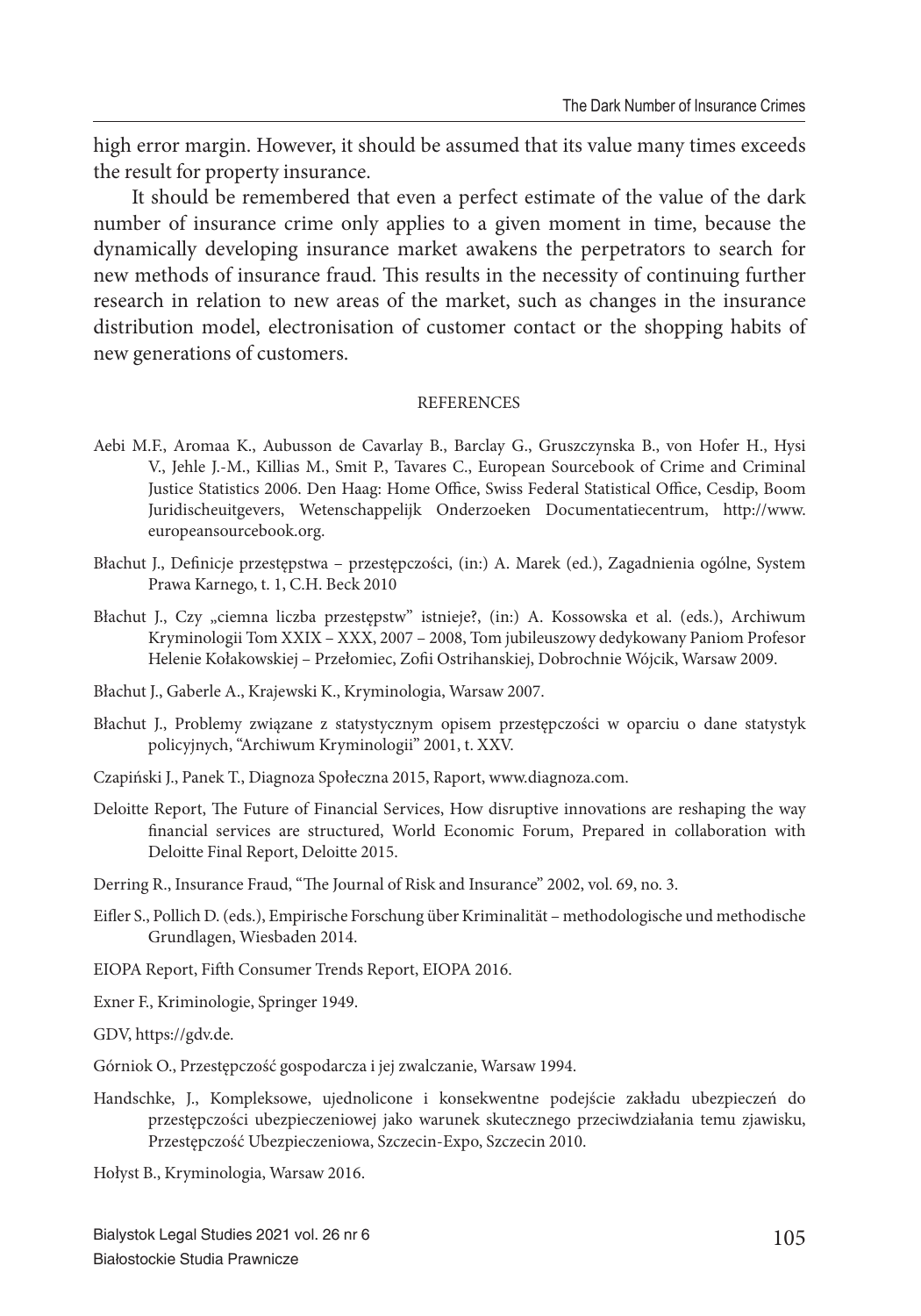high error margin. However, it should be assumed that its value many times exceeds the result for property insurance.

It should be remembered that even a perfect estimate of the value of the dark number of insurance crime only applies to a given moment in time, because the dynamically developing insurance market awakens the perpetrators to search for new methods of insurance fraud. This results in the necessity of continuing further research in relation to new areas of the market, such as changes in the insurance distribution model, electronisation of customer contact or the shopping habits of new generations of customers.

## REFERENCES

Aebi M.F., Aromaa K., Aubusson de Cavarlay B., Barclay G., Gruszczynska B., von Hofer H., Hysi V., Jehle J.-M., Killias M., Smit P., Tavares C., European Sourcebook of Crime and Criminal Justice Statistics 2006. Den Haag: Home Office, Swiss Federal Statistical Office, Cesdip, Boom Juridischeuitgevers, Wetenschappelijk Onderzoeken Documentatiecentrum, http://www.europeansourcebook.org.

Błachut J., Definicje przestępstwa – przestępczości, (in:) A. Marek (ed.), Zagadnienia ogólne, System Prawa Karnego, t. 1, C.H. Beck 2010

Błachut J., Czy „ciemna liczba przestępstw" istnieje?, (in:) A. Kossowska et al. (eds.), Archiwum Kryminologii Tom XXIX – XXX, 2007 – 2008, Tom jubileuszowy dedykowany Paniom Profesor Helenie Kołakowskiej – Przełomiec, Zofii Ostrihanskiej, Dobrochnie Wójcik, Warsaw 2009.

Błachut J., Gaberle A., Krajewski K., Kryminologia, Warsaw 2007.

Błachut J., Problemy związane z statystycznym opisem przestępczości w oparciu o dane statystyk policyjnych, "Archiwum Kryminologii" 2001, t. XXV.

Czapiński J., Panek T., Diagnoza Społeczna 2015, Raport, www.diagnoza.com.

Deloitte Report, The Future of Financial Services, How disruptive innovations are reshaping the way financial services are structured, World Economic Forum, Prepared in collaboration with Deloitte Final Report, Deloitte 2015.

Derring R., Insurance Fraud, "The Journal of Risk and Insurance" 2002, vol. 69, no. 3.

Eifler S., Pollich D. (eds.), Empirische Forschung über Kriminalität – methodologische und methodische Grundlagen, Wiesbaden 2014.

EIOPA Report, Fifth Consumer Trends Report, EIOPA 2016.

Exner F., Kriminologie, Springer 1949.

GDV, https://gdv.de.

Górniok O., Przestępczość gospodarcza i jej zwalczanie, Warsaw 1994.

Handschke, J., Kompleksowe, ujednolicone i konsekwentne podejście zakładu ubezpieczeń do przestępczości ubezpieczeniowej jako warunek skutecznego przeciwdziałania temu zjawisku, Przestępczość Ubezpieczeniowa, Szczecin-Expo, Szczecin 2010.

Hołyst B., Kryminologia, Warsaw 2016.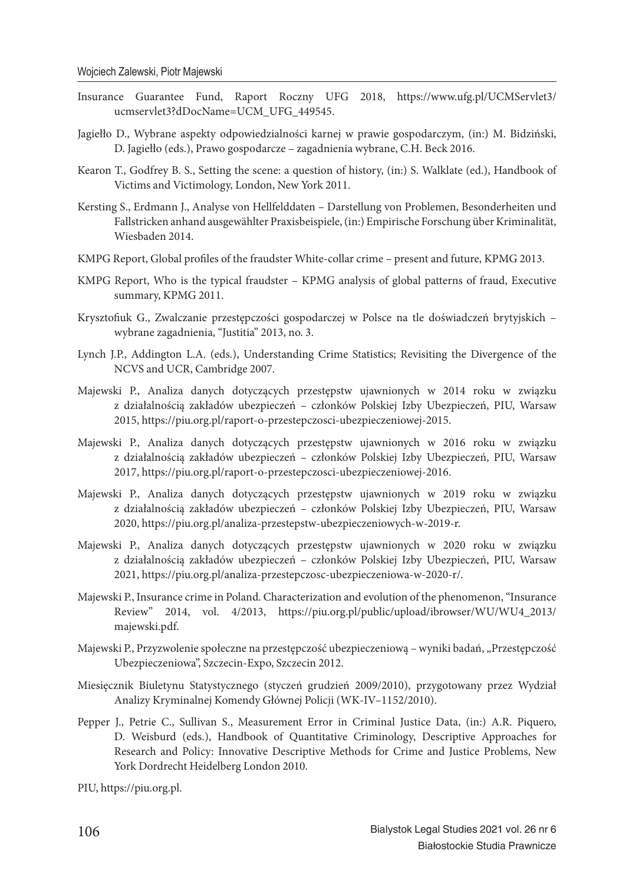Insurance Guarantee Fund, Raport Roczny UFG 2018, https://www.ufg.pl/UCMServlet3/ucmservlet3?dDocName=UCM_UFG_449545.

Jagiełło D., Wybrane aspekty odpowiedzialności karnej w prawie gospodarczym, (in:) M. Bidziński, D. Jagiełło (eds.), Prawo gospodarcze – zagadnienia wybrane, C.H. Beck 2016.

Kearon T., Godfrey B. S., Setting the scene: a question of history, (in:) S. Walklate (ed.), Handbook of Victims and Victimology, London, New York 2011.

Kersting S., Erdmann J., Analyse von Hellfelddaten – Darstellung von Problemen, Besonderheiten und Fallstricken anhand ausgewählter Praxisbeispiele, (in:) Empirische Forschung über Kriminalität, Wiesbaden 2014.

KMPG Report, Global profiles of the fraudster White-collar crime – present and future, KPMG 2013.

KMPG Report, Who is the typical fraudster – KPMG analysis of global patterns of fraud, Executive summary, KPMG 2011.

Krysztofiuk G., Zwalczanie przestępczości gospodarczej w Polsce na tle doświadczeń brytyjskich – wybrane zagadnienia, "Justitia" 2013, no. 3.

Lynch J.P., Addington L.A. (eds.), Understanding Crime Statistics; Revisiting the Divergence of the NCVS and UCR, Cambridge 2007.

Majewski P., Analiza danych dotyczących przestępstw ujawnionych w 2014 roku w związku z działalnością zakładów ubezpieczeń – członków Polskiej Izby Ubezpieczeń, PIU, Warsaw 2015, https://piu.org.pl/raport-o-przestepczosci-ubezpieczeniowej-2015.

Majewski P., Analiza danych dotyczących przestępstw ujawnionych w 2016 roku w związku z działalnością zakładów ubezpieczeń – członków Polskiej Izby Ubezpieczeń, PIU, Warsaw 2017, https://piu.org.pl/raport-o-przestepczosci-ubezpieczeniowej-2016.

Majewski P., Analiza danych dotyczących przestępstw ujawnionych w 2019 roku w związku z działalnością zakładów ubezpieczeń – członków Polskiej Izby Ubezpieczeń, PIU, Warsaw 2020, https://piu.org.pl/analiza-przestepstw-ubezpieczeniowych-w-2019-r.

Majewski P., Analiza danych dotyczących przestępstw ujawnionych w 2020 roku w związku z działalnością zakładów ubezpieczeń – członków Polskiej Izby Ubezpieczeń, PIU, Warsaw 2021, https://piu.org.pl/analiza-przestepczosc-ubezpieczeniowa-w-2020-r/.

Majewski P., Insurance crime in Poland. Characterization and evolution of the phenomenon, "Insurance Review" 2014, vol. 4/2013, https://piu.org.pl/public/upload/ibrowser/WU/WU4_2013/majewski.pdf.

Majewski P., Przyzwolenie społeczne na przestępczość ubezpieczeniową – wyniki badań, „Przestępczość Ubezpieczeniowa", Szczecin-Expo, Szczecin 2012.

Miesięcznik Biuletynu Statystycznego (styczeń grudzień 2009/2010), przygotowany przez Wydział Analizy Kryminalnej Komendy Głównej Policji (WK-IV–1152/2010).

Pepper J., Petrie C., Sullivan S., Measurement Error in Criminal Justice Data, (in:) A.R. Piquero, D. Weisburd (eds.), Handbook of Quantitative Criminology, Descriptive Approaches for Research and Policy: Innovative Descriptive Methods for Crime and Justice Problems, New York Dordrecht Heidelberg London 2010.

PIU, https://piu.org.pl.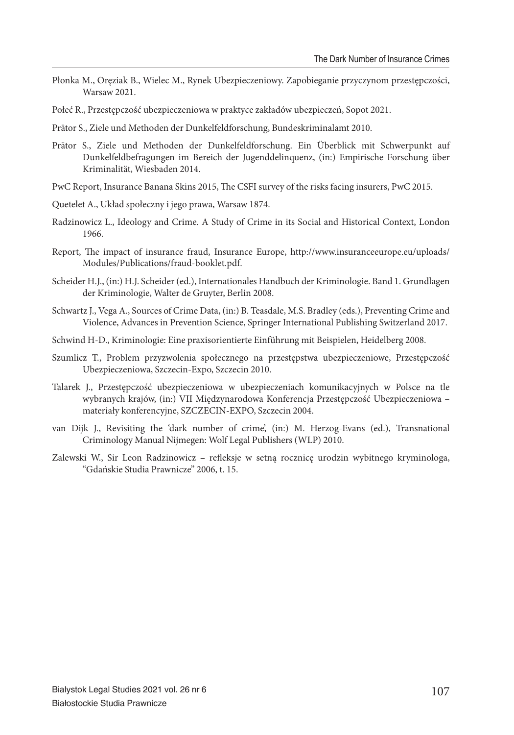Płonka M., Oręziak B., Wielec M., Rynek Ubezpieczeniowy. Zapobieganie przyczynom przestępczości, Warsaw 2021.

Połeć R., Przestępczość ubezpieczeniowa w praktyce zakładów ubezpieczeń, Sopot 2021.

Prätor S., Ziele und Methoden der Dunkelfeldforschung, Bundeskriminalamt 2010.

Prätor S., Ziele und Methoden der Dunkelfeldforschung. Ein Überblick mit Schwerpunkt auf Dunkelfeldbefragungen im Bereich der Jugenddelinquenz, (in:) Empirische Forschung über Kriminalität, Wiesbaden 2014.

PwC Report, Insurance Banana Skins 2015, The CSFI survey of the risks facing insurers, PwC 2015.

Quetelet A., Układ społeczny i jego prawa, Warsaw 1874.

Radzinowicz L., Ideology and Crime. A Study of Crime in its Social and Historical Context, London 1966.

Report, The impact of insurance fraud, Insurance Europe, http://www.insuranceeurope.eu/uploads/Modules/Publications/fraud-booklet.pdf.

Scheider H.J., (in:) H.J. Scheider (ed.), Internationales Handbuch der Kriminologie. Band 1. Grundlagen der Kriminologie, Walter de Gruyter, Berlin 2008.

Schwartz J., Vega A., Sources of Crime Data, (in:) B. Teasdale, M.S. Bradley (eds.), Preventing Crime and Violence, Advances in Prevention Science, Springer International Publishing Switzerland 2017.

Schwind H-D., Kriminologie: Eine praxisorientierte Einführung mit Beispielen, Heidelberg 2008.

Szumlicz T., Problem przyzwolenia społecznego na przestępstwa ubezpieczeniowe, Przestępczość Ubezpieczeniowa, Szczecin-Expo, Szczecin 2010.

Talarek J., Przestępczość ubezpieczeniowa w ubezpieczeniach komunikacyjnych w Polsce na tle wybranych krajów, (in:) VII Międzynarodowa Konferencja Przestępczość Ubezpieczeniowa – materiały konferencyjne, SZCZECIN-EXPO, Szczecin 2004.

van Dijk J., Revisiting the 'dark number of crime', (in:) M. Herzog-Evans (ed.), Transnational Criminology Manual Nijmegen: Wolf Legal Publishers (WLP) 2010.

Zalewski W., Sir Leon Radzinowicz – refleksje w setną rocznicę urodzin wybitnego kryminologa, "Gdańskie Studia Prawnicze" 2006, t. 15.